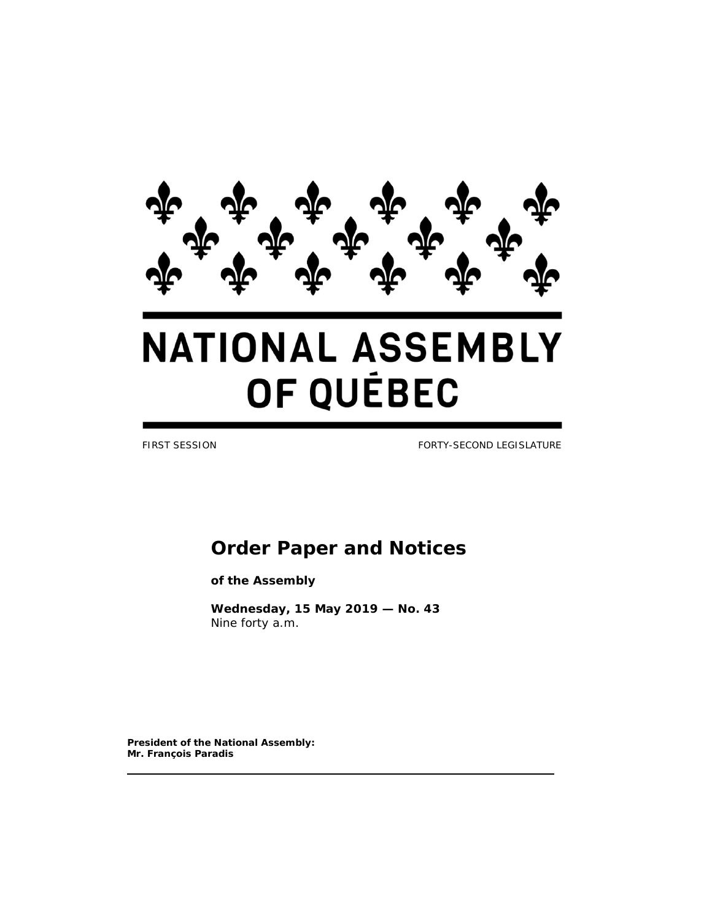# NATIONAL ASSEMBLY OF QUÉBEC

FIRST SESSION FORTY-SECOND LEGISLATURE

## Order Paper and Notices

**of the Assembly**

**Wednesday, 15 May 2019 — No. 43**
Nine forty a.m.

**President of the National Assembly:**
**Mr. François Paradis**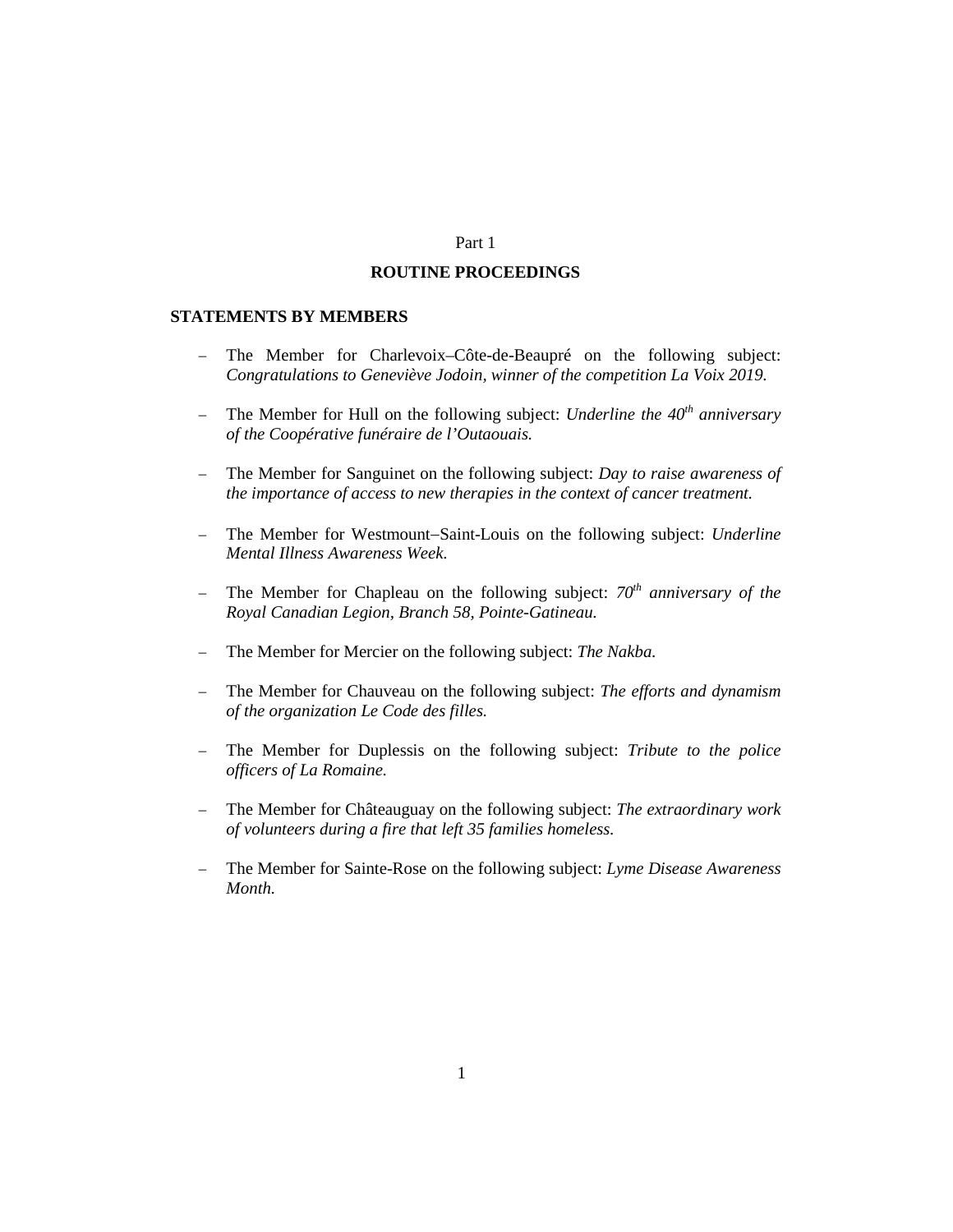Part 1

## ROUTINE PROCEEDINGS

### STATEMENTS BY MEMBERS

- The Member for Charlevoix–Côte-de-Beaupré on the following subject: *Congratulations to Geneviève Jodoin, winner of the competition La Voix 2019.*

- The Member for Hull on the following subject: *Underline the 40th anniversary of the Coopérative funéraire de l'Outaouais.*

- The Member for Sanguinet on the following subject: *Day to raise awareness of the importance of access to new therapies in the context of cancer treatment.*

- The Member for Westmount–Saint-Louis on the following subject: *Underline Mental Illness Awareness Week.*

- The Member for Chapleau on the following subject: *70th anniversary of the Royal Canadian Legion, Branch 58, Pointe-Gatineau.*

- The Member for Mercier on the following subject: *The Nakba.*

- The Member for Chauveau on the following subject: *The efforts and dynamism of the organization Le Code des filles.*

- The Member for Duplessis on the following subject: *Tribute to the police officers of La Romaine.*

- The Member for Châteauguay on the following subject: *The extraordinary work of volunteers during a fire that left 35 families homeless.*

- The Member for Sainte-Rose on the following subject: *Lyme Disease Awareness Month.*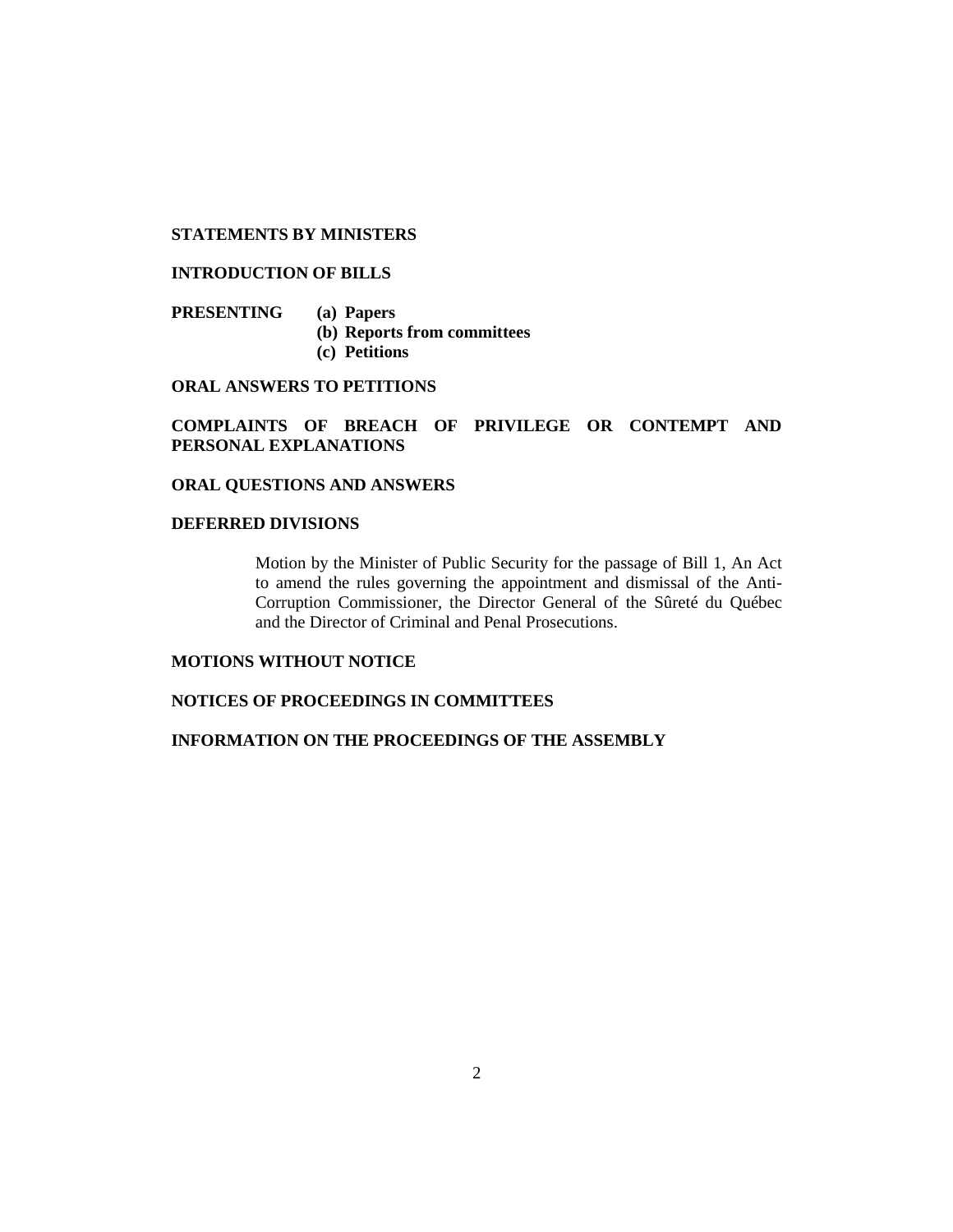**STATEMENTS BY MINISTERS**

**INTRODUCTION OF BILLS**

**PRESENTING**

- **(a) Papers**
- **(b) Reports from committees**
- **(c) Petitions**

**ORAL ANSWERS TO PETITIONS**

**COMPLAINTS OF BREACH OF PRIVILEGE OR CONTEMPT AND PERSONAL EXPLANATIONS**

**ORAL QUESTIONS AND ANSWERS**

**DEFERRED DIVISIONS**

Motion by the Minister of Public Security for the passage of Bill 1, An Act to amend the rules governing the appointment and dismissal of the Anti-Corruption Commissioner, the Director General of the Sûreté du Québec and the Director of Criminal and Penal Prosecutions.

**MOTIONS WITHOUT NOTICE**

**NOTICES OF PROCEEDINGS IN COMMITTEES**

**INFORMATION ON THE PROCEEDINGS OF THE ASSEMBLY**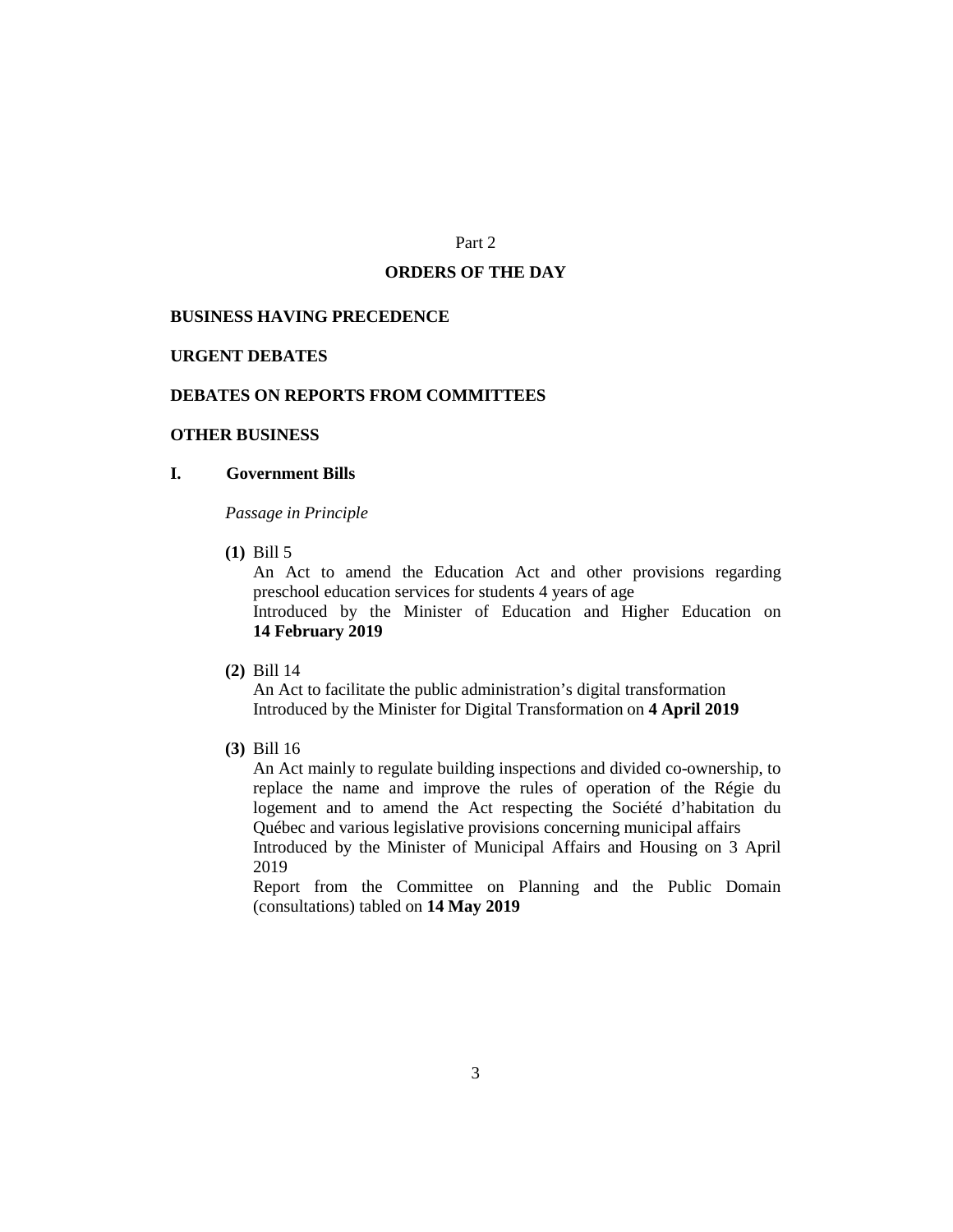Part 2

## ORDERS OF THE DAY

### BUSINESS HAVING PRECEDENCE

### URGENT DEBATES

### DEBATES ON REPORTS FROM COMMITTEES

### OTHER BUSINESS

#### I. Government Bills

*Passage in Principle*

**(1)** Bill 5
An Act to amend the Education Act and other provisions regarding preschool education services for students 4 years of age
Introduced by the Minister of Education and Higher Education on **14 February 2019**

**(2)** Bill 14
An Act to facilitate the public administration's digital transformation
Introduced by the Minister for Digital Transformation on **4 April 2019**

**(3)** Bill 16
An Act mainly to regulate building inspections and divided co-ownership, to replace the name and improve the rules of operation of the Régie du logement and to amend the Act respecting the Société d'habitation du Québec and various legislative provisions concerning municipal affairs
Introduced by the Minister of Municipal Affairs and Housing on 3 April 2019
Report from the Committee on Planning and the Public Domain (consultations) tabled on **14 May 2019**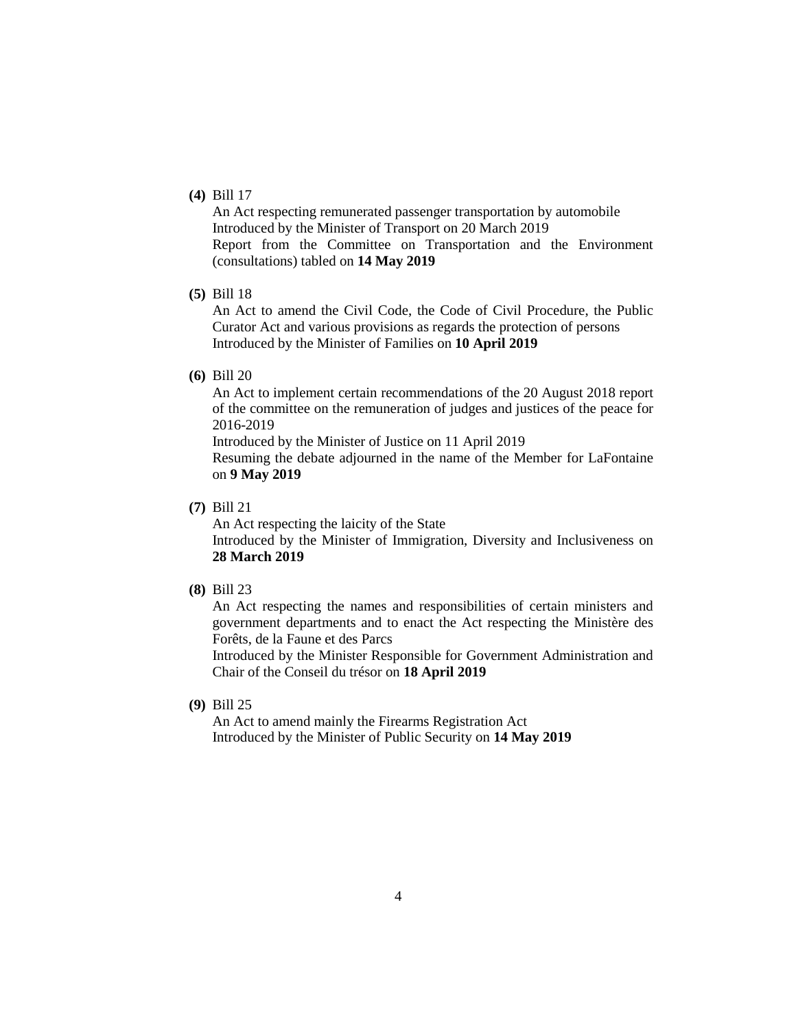**(4)** Bill 17

An Act respecting remunerated passenger transportation by automobile
Introduced by the Minister of Transport on 20 March 2019
Report from the Committee on Transportation and the Environment (consultations) tabled on **14 May 2019**

**(5)** Bill 18

An Act to amend the Civil Code, the Code of Civil Procedure, the Public Curator Act and various provisions as regards the protection of persons
Introduced by the Minister of Families on **10 April 2019**

**(6)** Bill 20

An Act to implement certain recommendations of the 20 August 2018 report of the committee on the remuneration of judges and justices of the peace for 2016-2019
Introduced by the Minister of Justice on 11 April 2019
Resuming the debate adjourned in the name of the Member for LaFontaine on **9 May 2019**

**(7)** Bill 21

An Act respecting the laicity of the State
Introduced by the Minister of Immigration, Diversity and Inclusiveness on **28 March 2019**

**(8)** Bill 23

An Act respecting the names and responsibilities of certain ministers and government departments and to enact the Act respecting the Ministère des Forêts, de la Faune et des Parcs
Introduced by the Minister Responsible for Government Administration and Chair of the Conseil du trésor on **18 April 2019**

**(9)** Bill 25

An Act to amend mainly the Firearms Registration Act
Introduced by the Minister of Public Security on **14 May 2019**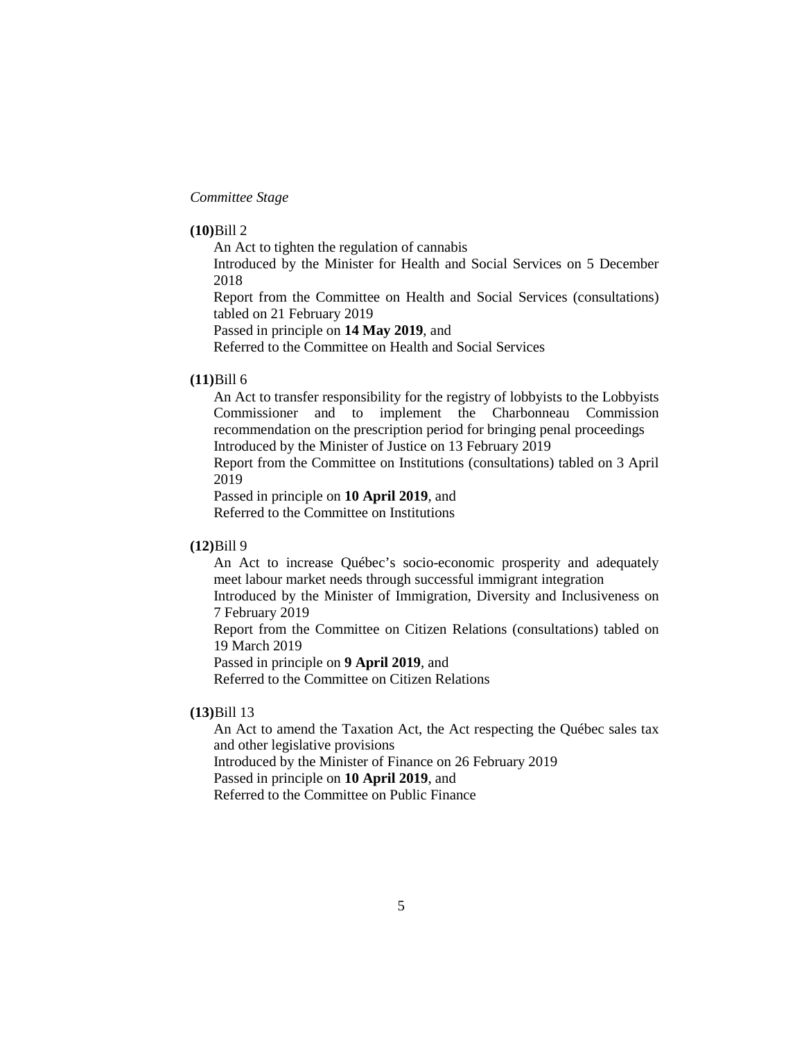*Committee Stage*

**(10)**Bill 2

An Act to tighten the regulation of cannabis

Introduced by the Minister for Health and Social Services on 5 December 2018

Report from the Committee on Health and Social Services (consultations) tabled on 21 February 2019

Passed in principle on **14 May 2019**, and

Referred to the Committee on Health and Social Services

**(11)**Bill 6

An Act to transfer responsibility for the registry of lobbyists to the Lobbyists Commissioner and to implement the Charbonneau Commission recommendation on the prescription period for bringing penal proceedings

Introduced by the Minister of Justice on 13 February 2019

Report from the Committee on Institutions (consultations) tabled on 3 April 2019

Passed in principle on **10 April 2019**, and

Referred to the Committee on Institutions

**(12)**Bill 9

An Act to increase Québec's socio-economic prosperity and adequately meet labour market needs through successful immigrant integration

Introduced by the Minister of Immigration, Diversity and Inclusiveness on 7 February 2019

Report from the Committee on Citizen Relations (consultations) tabled on 19 March 2019

Passed in principle on **9 April 2019**, and

Referred to the Committee on Citizen Relations

**(13)**Bill 13

An Act to amend the Taxation Act, the Act respecting the Québec sales tax and other legislative provisions

Introduced by the Minister of Finance on 26 February 2019

Passed in principle on **10 April 2019**, and

Referred to the Committee on Public Finance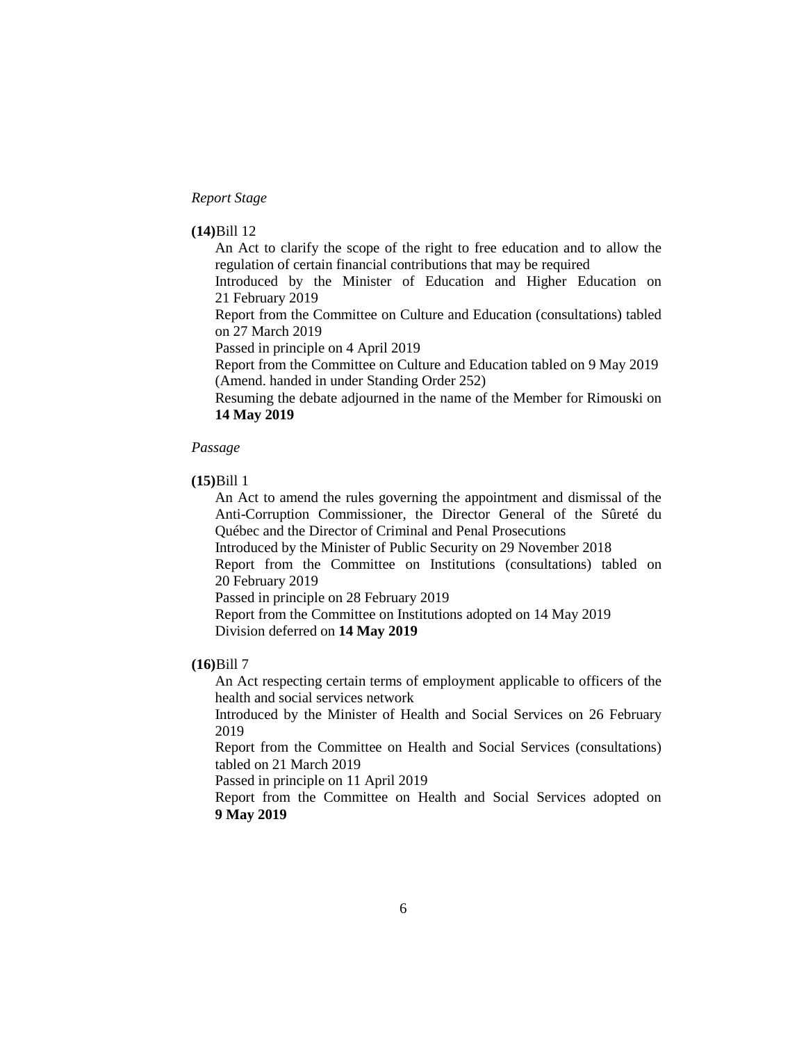*Report Stage*

**(14)** Bill 12

An Act to clarify the scope of the right to free education and to allow the regulation of certain financial contributions that may be required

Introduced by the Minister of Education and Higher Education on 21 February 2019

Report from the Committee on Culture and Education (consultations) tabled on 27 March 2019

Passed in principle on 4 April 2019

Report from the Committee on Culture and Education tabled on 9 May 2019 (Amend. handed in under Standing Order 252)

Resuming the debate adjourned in the name of the Member for Rimouski on **14 May 2019**

*Passage*

**(15)** Bill 1

An Act to amend the rules governing the appointment and dismissal of the Anti-Corruption Commissioner, the Director General of the Sûreté du Québec and the Director of Criminal and Penal Prosecutions

Introduced by the Minister of Public Security on 29 November 2018

Report from the Committee on Institutions (consultations) tabled on 20 February 2019

Passed in principle on 28 February 2019

Report from the Committee on Institutions adopted on 14 May 2019

Division deferred on **14 May 2019**

**(16)** Bill 7

An Act respecting certain terms of employment applicable to officers of the health and social services network

Introduced by the Minister of Health and Social Services on 26 February 2019

Report from the Committee on Health and Social Services (consultations) tabled on 21 March 2019

Passed in principle on 11 April 2019

Report from the Committee on Health and Social Services adopted on **9 May 2019**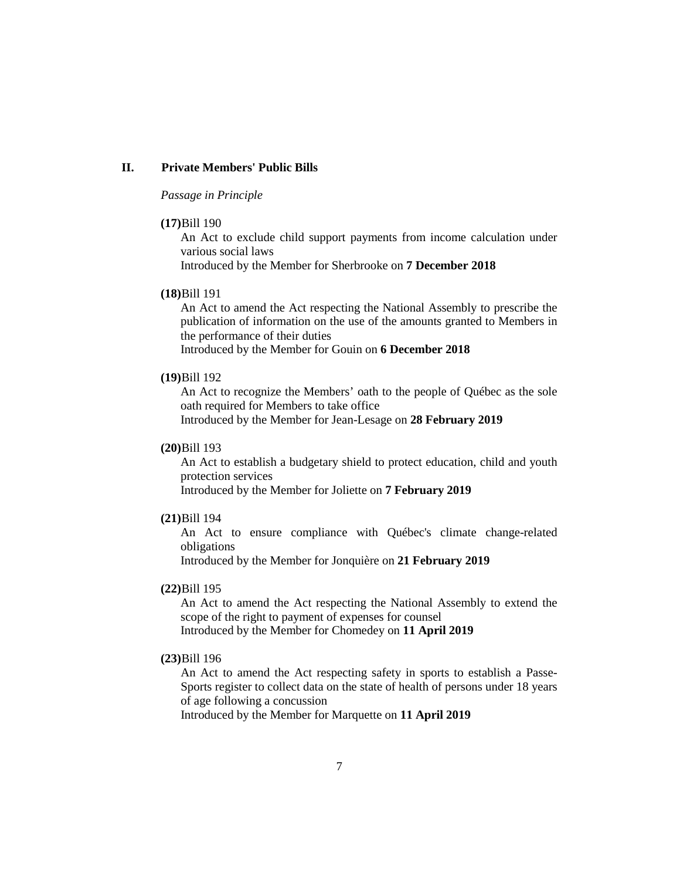## II. Private Members' Public Bills

*Passage in Principle*

**(17)**Bill 190

An Act to exclude child support payments from income calculation under various social laws

Introduced by the Member for Sherbrooke on **7 December 2018**

**(18)**Bill 191

An Act to amend the Act respecting the National Assembly to prescribe the publication of information on the use of the amounts granted to Members in the performance of their duties

Introduced by the Member for Gouin on **6 December 2018**

**(19)**Bill 192

An Act to recognize the Members' oath to the people of Québec as the sole oath required for Members to take office

Introduced by the Member for Jean-Lesage on **28 February 2019**

**(20)**Bill 193

An Act to establish a budgetary shield to protect education, child and youth protection services

Introduced by the Member for Joliette on **7 February 2019**

**(21)**Bill 194

An Act to ensure compliance with Québec's climate change-related obligations

Introduced by the Member for Jonquière on **21 February 2019**

**(22)**Bill 195

An Act to amend the Act respecting the National Assembly to extend the scope of the right to payment of expenses for counsel

Introduced by the Member for Chomedey on **11 April 2019**

**(23)**Bill 196

An Act to amend the Act respecting safety in sports to establish a Passe-Sports register to collect data on the state of health of persons under 18 years of age following a concussion

Introduced by the Member for Marquette on **11 April 2019**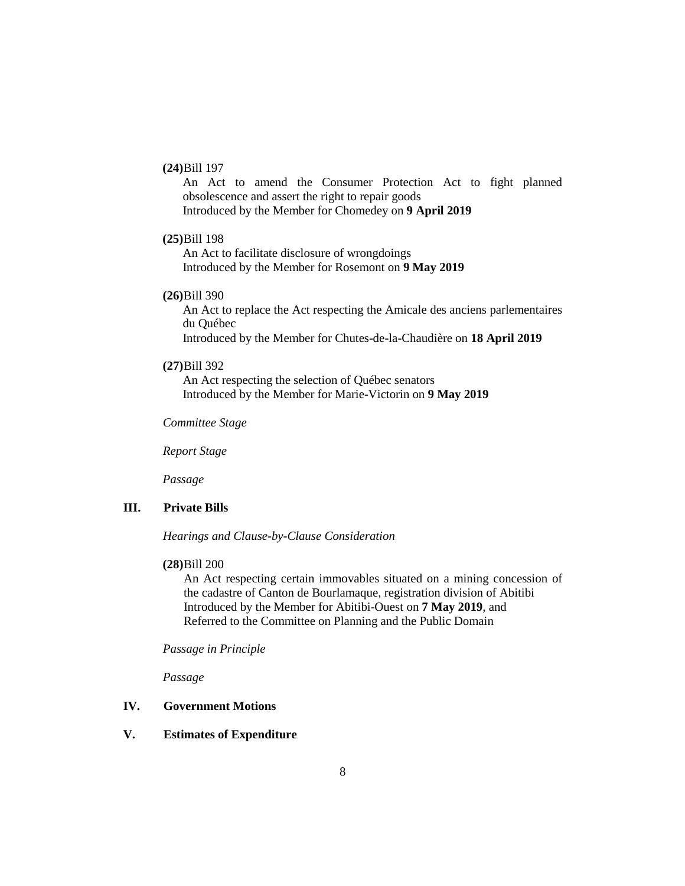**(24)** Bill 197

An Act to amend the Consumer Protection Act to fight planned obsolescence and assert the right to repair goods
Introduced by the Member for Chomedey on **9 April 2019**

**(25)** Bill 198

An Act to facilitate disclosure of wrongdoings
Introduced by the Member for Rosemont on **9 May 2019**

**(26)** Bill 390

An Act to replace the Act respecting the Amicale des anciens parlementaires du Québec
Introduced by the Member for Chutes-de-la-Chaudière on **18 April 2019**

**(27)** Bill 392

An Act respecting the selection of Québec senators
Introduced by the Member for Marie-Victorin on **9 May 2019**

*Committee Stage*

*Report Stage*

*Passage*

## III. Private Bills

*Hearings and Clause-by-Clause Consideration*

**(28)** Bill 200

An Act respecting certain immovables situated on a mining concession of the cadastre of Canton de Bourlamaque, registration division of Abitibi
Introduced by the Member for Abitibi-Ouest on **7 May 2019**, and
Referred to the Committee on Planning and the Public Domain

*Passage in Principle*

*Passage*

## IV. Government Motions

## V. Estimates of Expenditure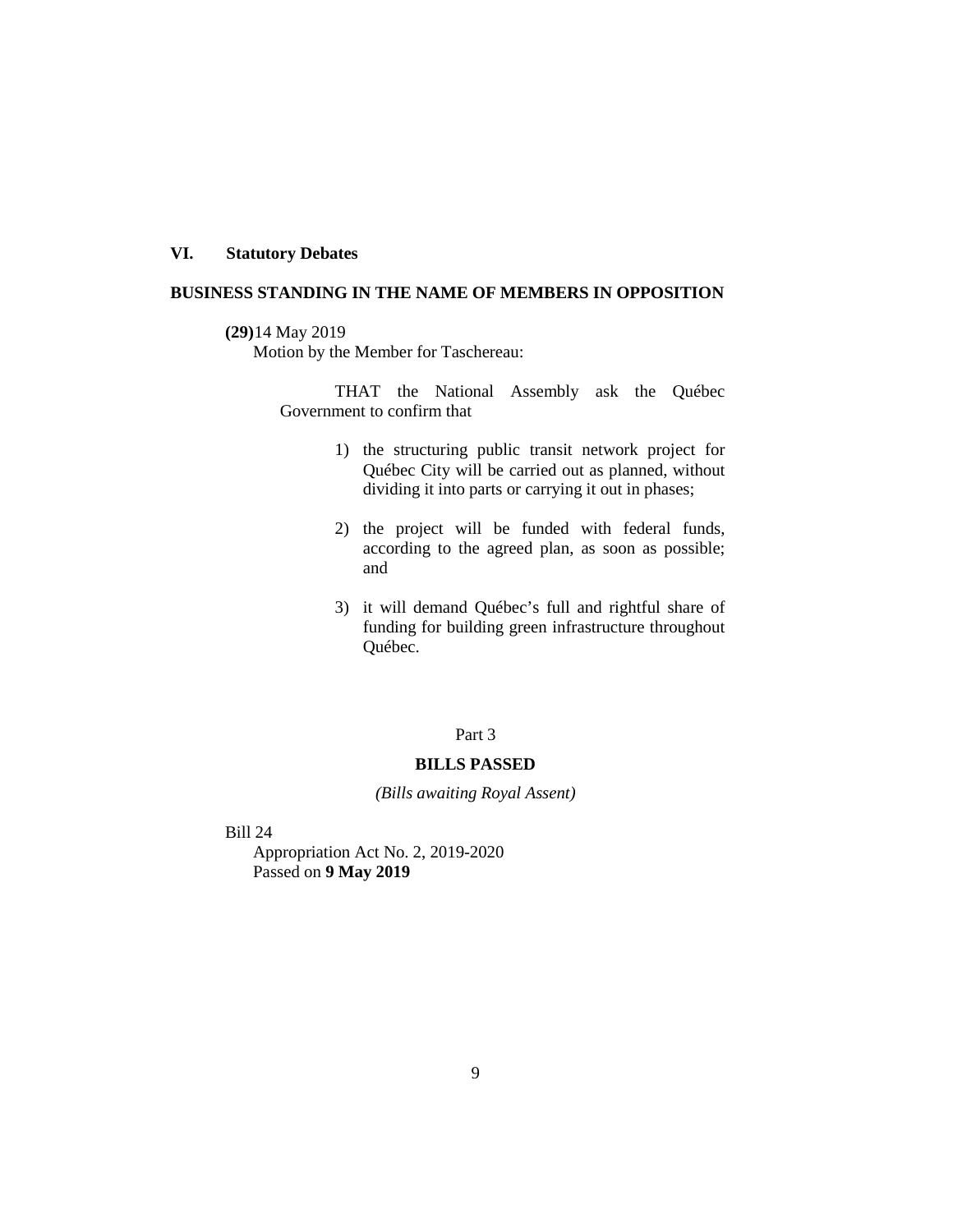## VI. Statutory Debates

## BUSINESS STANDING IN THE NAME OF MEMBERS IN OPPOSITION

**(29)**14 May 2019

Motion by the Member for Taschereau:

THAT the National Assembly ask the Québec Government to confirm that

1) the structuring public transit network project for Québec City will be carried out as planned, without dividing it into parts or carrying it out in phases;

2) the project will be funded with federal funds, according to the agreed plan, as soon as possible; and

3) it will demand Québec's full and rightful share of funding for building green infrastructure throughout Québec.

Part 3

## BILLS PASSED

*(Bills awaiting Royal Assent)*

Bill 24

Appropriation Act No. 2, 2019-2020

Passed on **9 May 2019**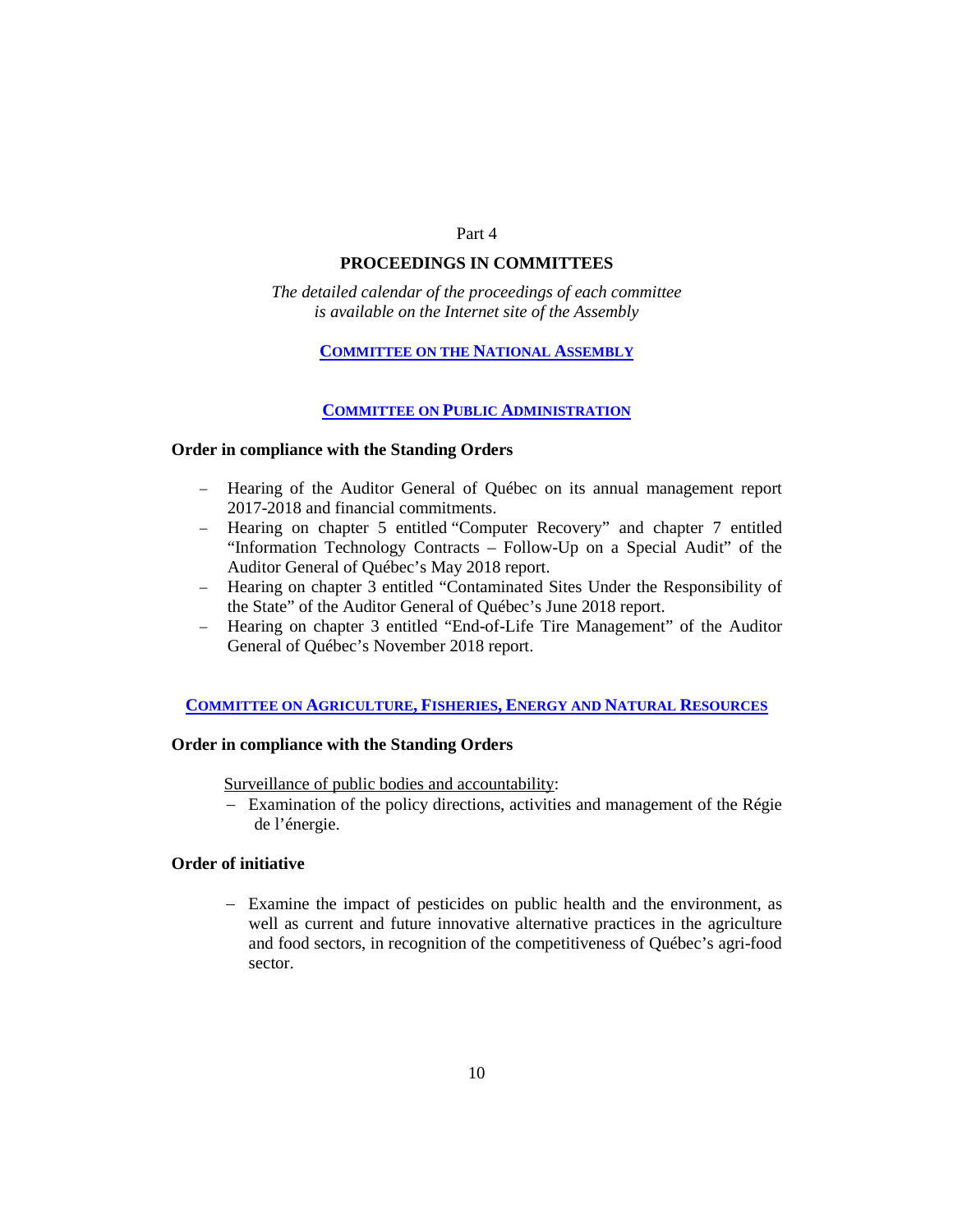Part 4

# PROCEEDINGS IN COMMITTEES

*The detailed calendar of the proceedings of each committee is available on the Internet site of the Assembly*

## COMMITTEE ON THE NATIONAL ASSEMBLY

## COMMITTEE ON PUBLIC ADMINISTRATION

**Order in compliance with the Standing Orders**

- Hearing of the Auditor General of Québec on its annual management report 2017-2018 and financial commitments.
- Hearing on chapter 5 entitled "Computer Recovery" and chapter 7 entitled "Information Technology Contracts – Follow-Up on a Special Audit" of the Auditor General of Québec's May 2018 report.
- Hearing on chapter 3 entitled "Contaminated Sites Under the Responsibility of the State" of the Auditor General of Québec's June 2018 report.
- Hearing on chapter 3 entitled "End-of-Life Tire Management" of the Auditor General of Québec's November 2018 report.

## COMMITTEE ON AGRICULTURE, FISHERIES, ENERGY AND NATURAL RESOURCES

**Order in compliance with the Standing Orders**

Surveillance of public bodies and accountability:

- Examination of the policy directions, activities and management of the Régie de l'énergie.

**Order of initiative**

- Examine the impact of pesticides on public health and the environment, as well as current and future innovative alternative practices in the agriculture and food sectors, in recognition of the competitiveness of Québec's agri-food sector.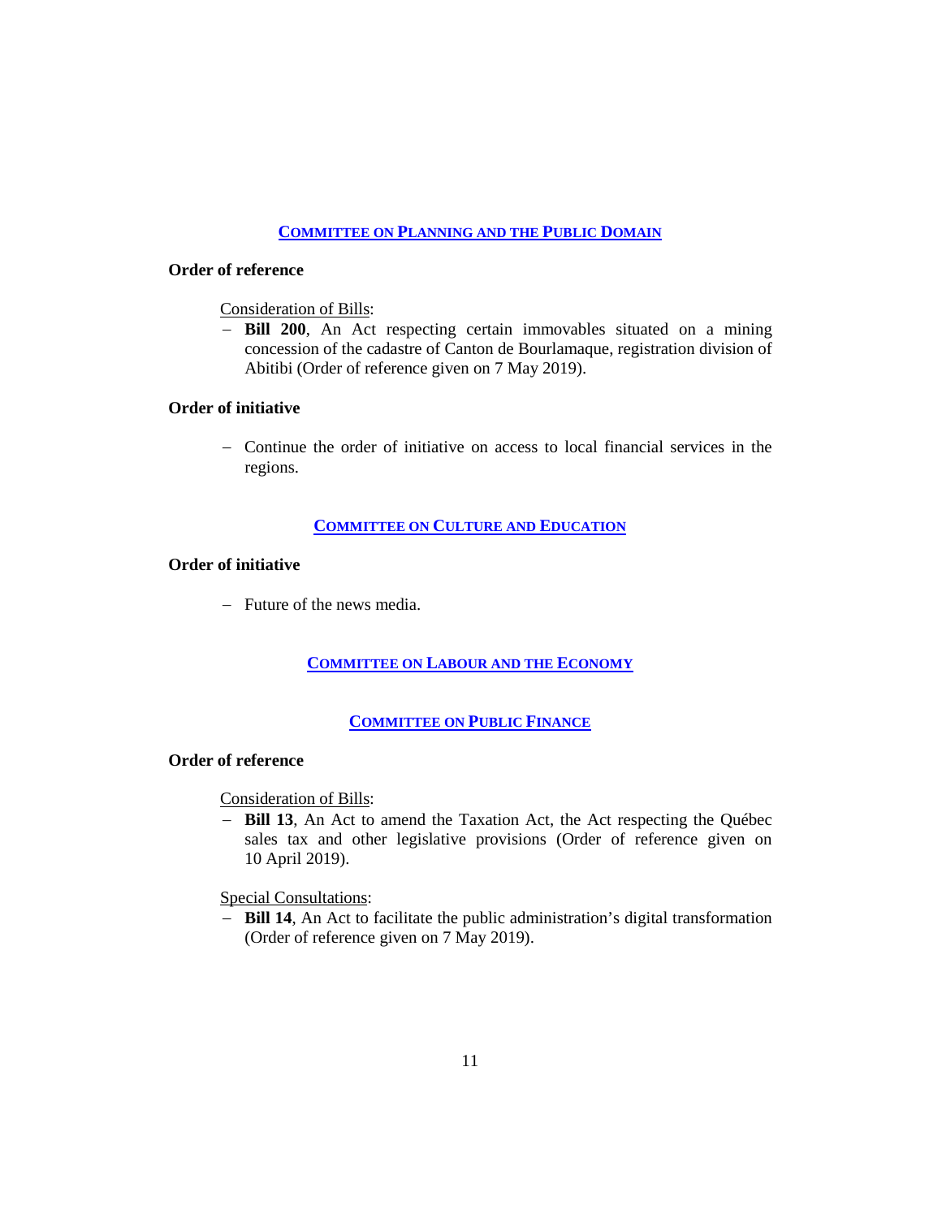## COMMITTEE ON PLANNING AND THE PUBLIC DOMAIN

**Order of reference**

Consideration of Bills:

- **Bill 200**, An Act respecting certain immovables situated on a mining concession of the cadastre of Canton de Bourlamaque, registration division of Abitibi (Order of reference given on 7 May 2019).

**Order of initiative**

- Continue the order of initiative on access to local financial services in the regions.

## COMMITTEE ON CULTURE AND EDUCATION

**Order of initiative**

- Future of the news media.

## COMMITTEE ON LABOUR AND THE ECONOMY

## COMMITTEE ON PUBLIC FINANCE

**Order of reference**

Consideration of Bills:

- **Bill 13**, An Act to amend the Taxation Act, the Act respecting the Québec sales tax and other legislative provisions (Order of reference given on 10 April 2019).

Special Consultations:

- **Bill 14**, An Act to facilitate the public administration's digital transformation (Order of reference given on 7 May 2019).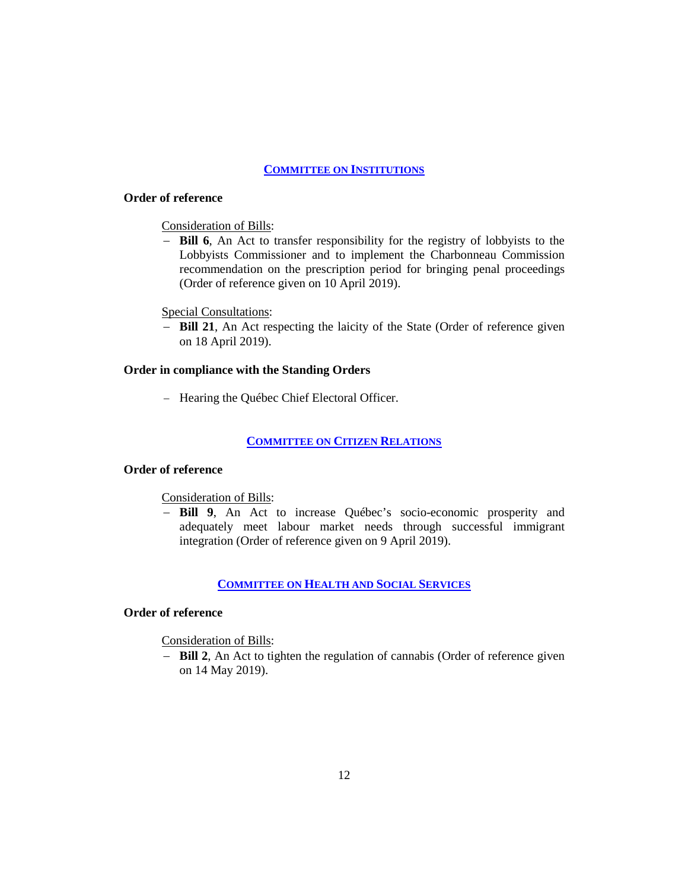## COMMITTEE ON INSTITUTIONS

**Order of reference**

Consideration of Bills:

- **Bill 6**, An Act to transfer responsibility for the registry of lobbyists to the Lobbyists Commissioner and to implement the Charbonneau Commission recommendation on the prescription period for bringing penal proceedings (Order of reference given on 10 April 2019).

Special Consultations:

- **Bill 21**, An Act respecting the laicity of the State (Order of reference given on 18 April 2019).

**Order in compliance with the Standing Orders**

- Hearing the Québec Chief Electoral Officer.

## COMMITTEE ON CITIZEN RELATIONS

**Order of reference**

Consideration of Bills:

- **Bill 9**, An Act to increase Québec's socio-economic prosperity and adequately meet labour market needs through successful immigrant integration (Order of reference given on 9 April 2019).

## COMMITTEE ON HEALTH AND SOCIAL SERVICES

**Order of reference**

Consideration of Bills:

- **Bill 2**, An Act to tighten the regulation of cannabis (Order of reference given on 14 May 2019).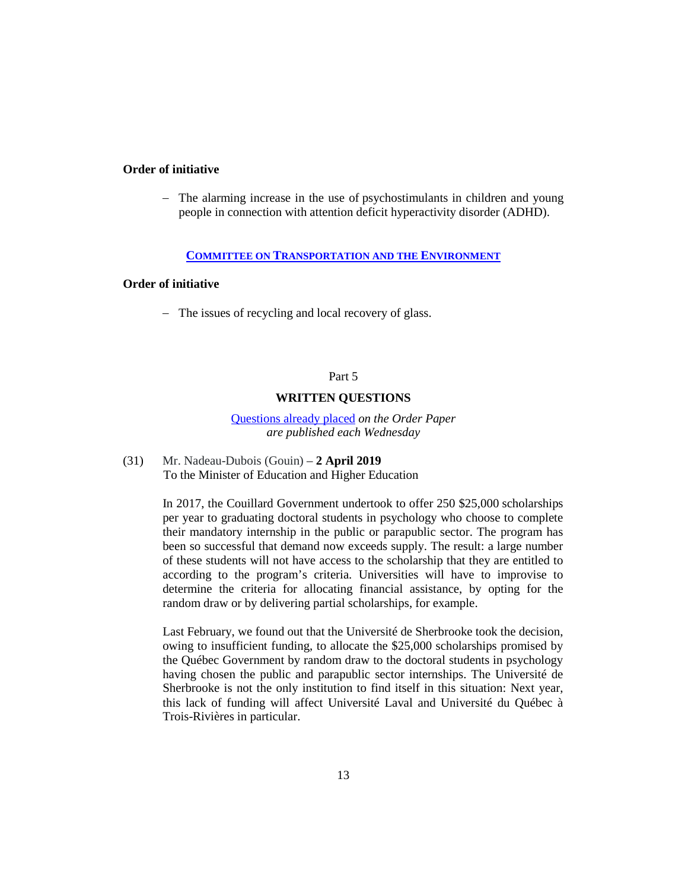**Order of initiative**

- The alarming increase in the use of psychostimulants in children and young people in connection with attention deficit hyperactivity disorder (ADHD).

## COMMITTEE ON TRANSPORTATION AND THE ENVIRONMENT

**Order of initiative**

- The issues of recycling and local recovery of glass.

Part 5

## WRITTEN QUESTIONS

Questions already placed *on the Order Paper are published each Wednesday*

(31) Mr. Nadeau-Dubois (Gouin) – **2 April 2019**
To the Minister of Education and Higher Education

In 2017, the Couillard Government undertook to offer 250 $25,000 scholarships per year to graduating doctoral students in psychology who choose to complete their mandatory internship in the public or parapublic sector. The program has been so successful that demand now exceeds supply. The result: a large number of these students will not have access to the scholarship that they are entitled to according to the program's criteria. Universities will have to improvise to determine the criteria for allocating financial assistance, by opting for the random draw or by delivering partial scholarships, for example.

Last February, we found out that the Université de Sherbrooke took the decision, owing to insufficient funding, to allocate the $25,000 scholarships promised by the Québec Government by random draw to the doctoral students in psychology having chosen the public and parapublic sector internships. The Université de Sherbrooke is not the only institution to find itself in this situation: Next year, this lack of funding will affect Université Laval and Université du Québec à Trois-Rivières in particular.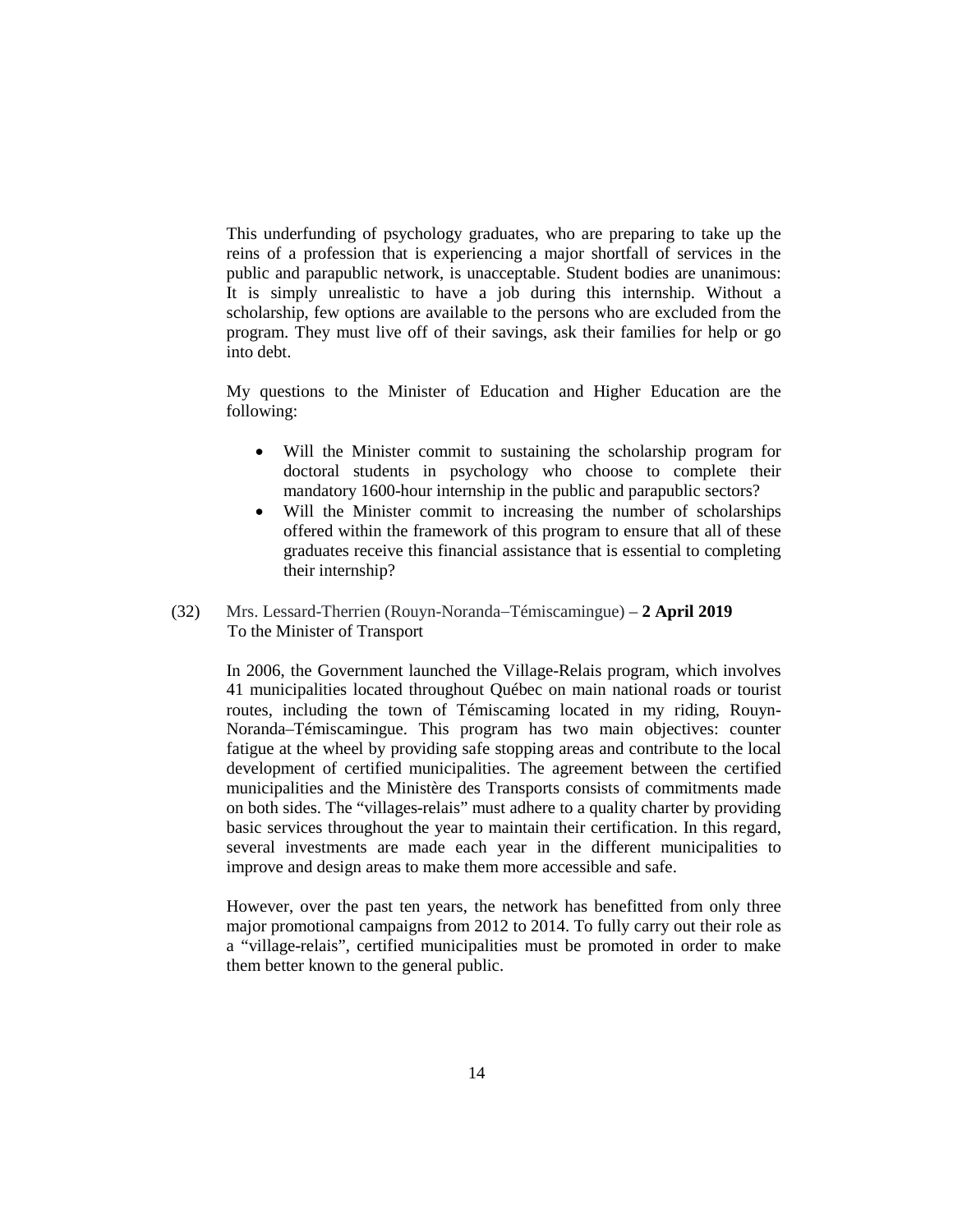This underfunding of psychology graduates, who are preparing to take up the reins of a profession that is experiencing a major shortfall of services in the public and parapublic network, is unacceptable. Student bodies are unanimous: It is simply unrealistic to have a job during this internship. Without a scholarship, few options are available to the persons who are excluded from the program. They must live off of their savings, ask their families for help or go into debt.

My questions to the Minister of Education and Higher Education are the following:

- Will the Minister commit to sustaining the scholarship program for doctoral students in psychology who choose to complete their mandatory 1600-hour internship in the public and parapublic sectors?
- Will the Minister commit to increasing the number of scholarships offered within the framework of this program to ensure that all of these graduates receive this financial assistance that is essential to completing their internship?

(32) Mrs. Lessard-Therrien (Rouyn-Noranda–Témiscamingue) – **2 April 2019**
To the Minister of Transport

In 2006, the Government launched the Village-Relais program, which involves 41 municipalities located throughout Québec on main national roads or tourist routes, including the town of Témiscaming located in my riding, Rouyn-Noranda–Témiscamingue. This program has two main objectives: counter fatigue at the wheel by providing safe stopping areas and contribute to the local development of certified municipalities. The agreement between the certified municipalities and the Ministère des Transports consists of commitments made on both sides. The "villages-relais" must adhere to a quality charter by providing basic services throughout the year to maintain their certification. In this regard, several investments are made each year in the different municipalities to improve and design areas to make them more accessible and safe.

However, over the past ten years, the network has benefitted from only three major promotional campaigns from 2012 to 2014. To fully carry out their role as a "village-relais", certified municipalities must be promoted in order to make them better known to the general public.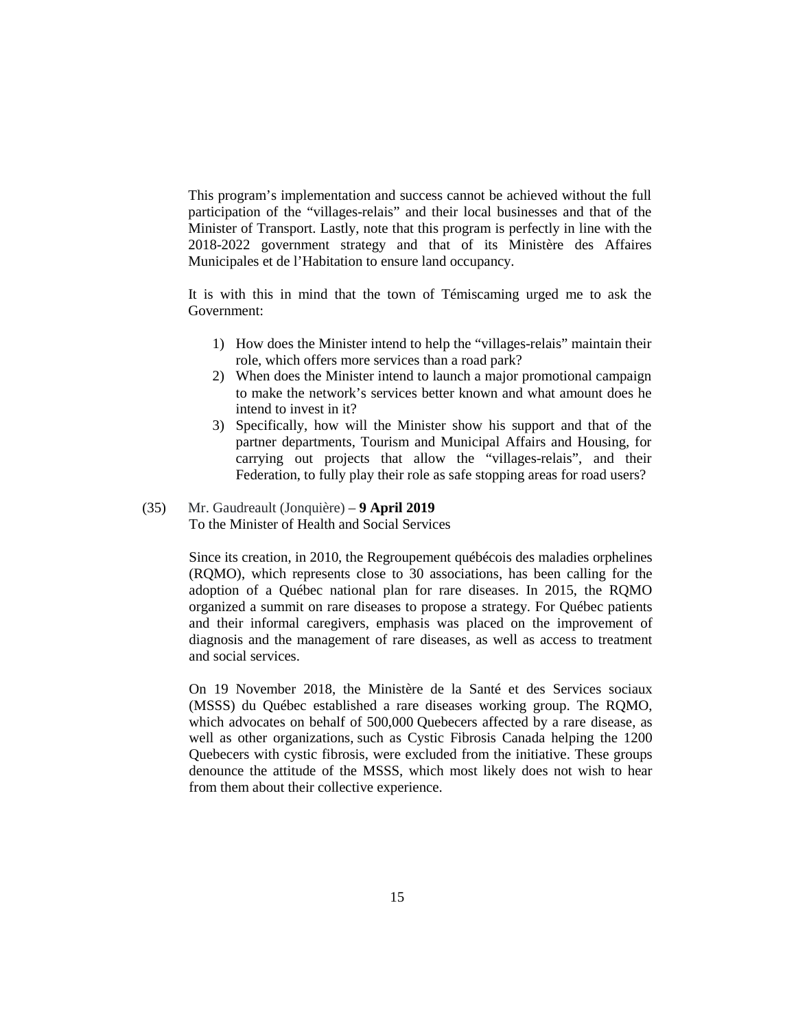This program's implementation and success cannot be achieved without the full participation of the "villages-relais" and their local businesses and that of the Minister of Transport. Lastly, note that this program is perfectly in line with the 2018-2022 government strategy and that of its Ministère des Affaires Municipales et de l'Habitation to ensure land occupancy.

It is with this in mind that the town of Témiscaming urged me to ask the Government:

1) How does the Minister intend to help the "villages-relais" maintain their role, which offers more services than a road park?
2) When does the Minister intend to launch a major promotional campaign to make the network's services better known and what amount does he intend to invest in it?
3) Specifically, how will the Minister show his support and that of the partner departments, Tourism and Municipal Affairs and Housing, for carrying out projects that allow the "villages-relais", and their Federation, to fully play their role as safe stopping areas for road users?

(35) Mr. Gaudreault (Jonquière) – **9 April 2019**
To the Minister of Health and Social Services

Since its creation, in 2010, the Regroupement québécois des maladies orphelines (RQMO), which represents close to 30 associations, has been calling for the adoption of a Québec national plan for rare diseases. In 2015, the RQMO organized a summit on rare diseases to propose a strategy. For Québec patients and their informal caregivers, emphasis was placed on the improvement of diagnosis and the management of rare diseases, as well as access to treatment and social services.

On 19 November 2018, the Ministère de la Santé et des Services sociaux (MSSS) du Québec established a rare diseases working group. The RQMO, which advocates on behalf of 500,000 Quebecers affected by a rare disease, as well as other organizations, such as Cystic Fibrosis Canada helping the 1200 Quebecers with cystic fibrosis, were excluded from the initiative. These groups denounce the attitude of the MSSS, which most likely does not wish to hear from them about their collective experience.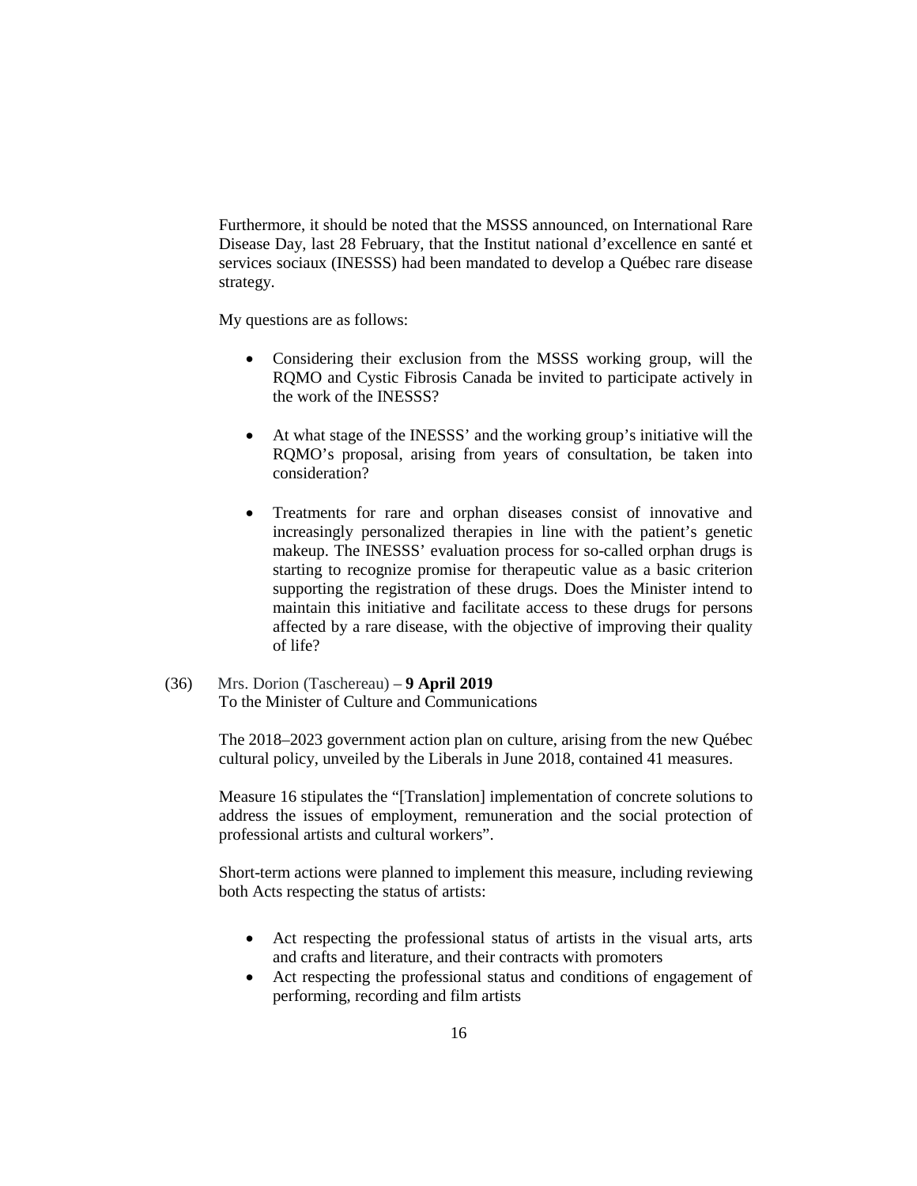Furthermore, it should be noted that the MSSS announced, on International Rare Disease Day, last 28 February, that the Institut national d'excellence en santé et services sociaux (INESSS) had been mandated to develop a Québec rare disease strategy.

My questions are as follows:

- Considering their exclusion from the MSSS working group, will the RQMO and Cystic Fibrosis Canada be invited to participate actively in the work of the INESSS?
- At what stage of the INESSS' and the working group's initiative will the RQMO's proposal, arising from years of consultation, be taken into consideration?
- Treatments for rare and orphan diseases consist of innovative and increasingly personalized therapies in line with the patient's genetic makeup. The INESSS' evaluation process for so-called orphan drugs is starting to recognize promise for therapeutic value as a basic criterion supporting the registration of these drugs. Does the Minister intend to maintain this initiative and facilitate access to these drugs for persons affected by a rare disease, with the objective of improving their quality of life?

(36) Mrs. Dorion (Taschereau) – **9 April 2019**
To the Minister of Culture and Communications

The 2018–2023 government action plan on culture, arising from the new Québec cultural policy, unveiled by the Liberals in June 2018, contained 41 measures.

Measure 16 stipulates the "[Translation] implementation of concrete solutions to address the issues of employment, remuneration and the social protection of professional artists and cultural workers".

Short-term actions were planned to implement this measure, including reviewing both Acts respecting the status of artists:

- Act respecting the professional status of artists in the visual arts, arts and crafts and literature, and their contracts with promoters
- Act respecting the professional status and conditions of engagement of performing, recording and film artists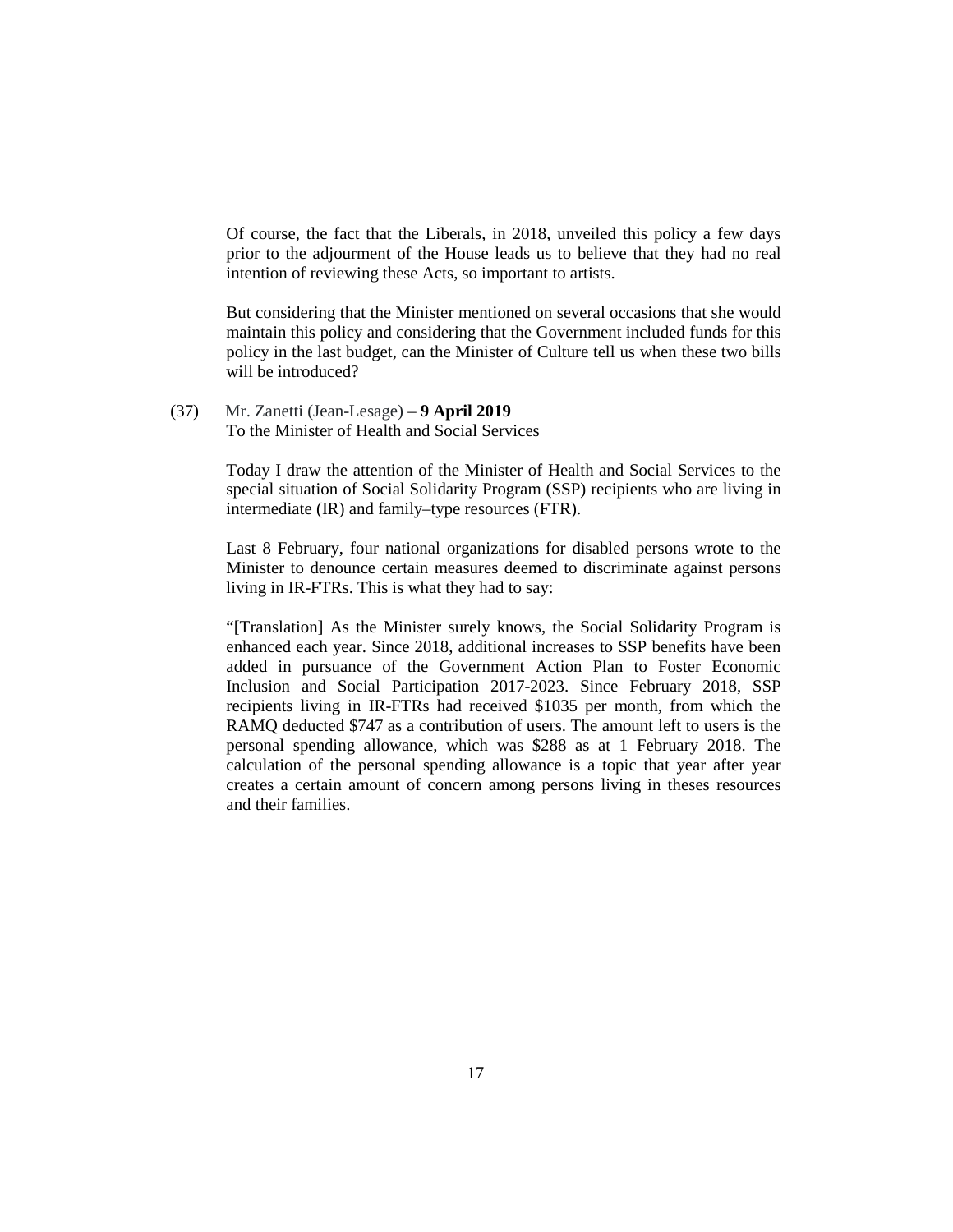Of course, the fact that the Liberals, in 2018, unveiled this policy a few days prior to the adjourment of the House leads us to believe that they had no real intention of reviewing these Acts, so important to artists.

But considering that the Minister mentioned on several occasions that she would maintain this policy and considering that the Government included funds for this policy in the last budget, can the Minister of Culture tell us when these two bills will be introduced?

(37) Mr. Zanetti (Jean-Lesage) – **9 April 2019**
To the Minister of Health and Social Services

Today I draw the attention of the Minister of Health and Social Services to the special situation of Social Solidarity Program (SSP) recipients who are living in intermediate (IR) and family–type resources (FTR).

Last 8 February, four national organizations for disabled persons wrote to the Minister to denounce certain measures deemed to discriminate against persons living in IR-FTRs. This is what they had to say:

“[Translation] As the Minister surely knows, the Social Solidarity Program is enhanced each year. Since 2018, additional increases to SSP benefits have been added in pursuance of the Government Action Plan to Foster Economic Inclusion and Social Participation 2017-2023. Since February 2018, SSP recipients living in IR-FTRs had received $1035 per month, from which the RAMQ deducted $747 as a contribution of users. The amount left to users is the personal spending allowance, which was $288 as at 1 February 2018. The calculation of the personal spending allowance is a topic that year after year creates a certain amount of concern among persons living in theses resources and their families.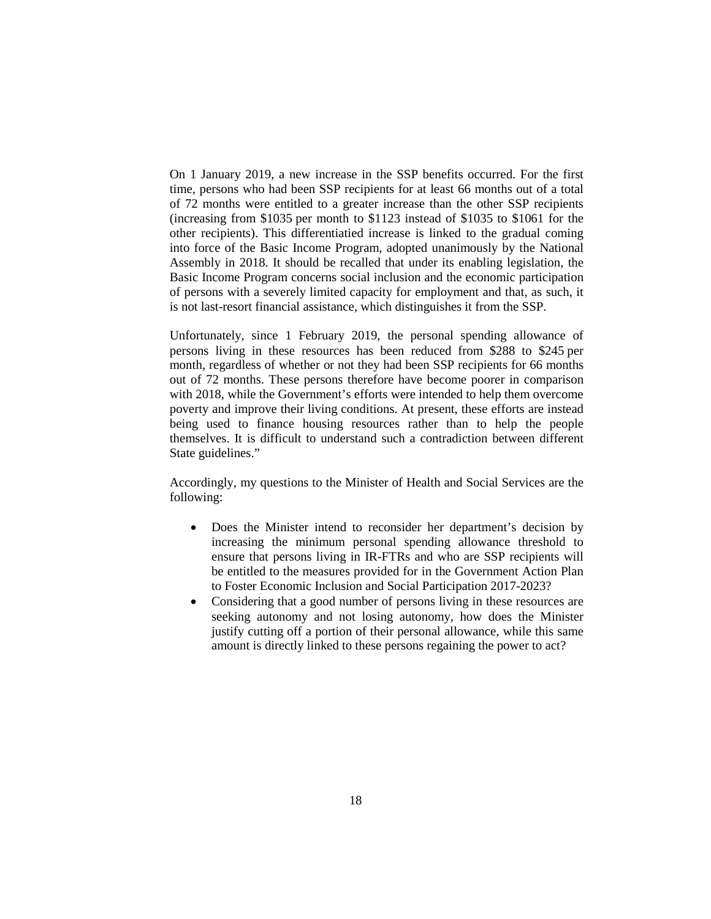On 1 January 2019, a new increase in the SSP benefits occurred. For the first time, persons who had been SSP recipients for at least 66 months out of a total of 72 months were entitled to a greater increase than the other SSP recipients (increasing from $1035 per month to $1123 instead of $1035 to $1061 for the other recipients). This differentiatied increase is linked to the gradual coming into force of the Basic Income Program, adopted unanimously by the National Assembly in 2018. It should be recalled that under its enabling legislation, the Basic Income Program concerns social inclusion and the economic participation of persons with a severely limited capacity for employment and that, as such, it is not last-resort financial assistance, which distinguishes it from the SSP.

Unfortunately, since 1 February 2019, the personal spending allowance of persons living in these resources has been reduced from $288 to $245 per month, regardless of whether or not they had been SSP recipients for 66 months out of 72 months. These persons therefore have become poorer in comparison with 2018, while the Government's efforts were intended to help them overcome poverty and improve their living conditions. At present, these efforts are instead being used to finance housing resources rather than to help the people themselves. It is difficult to understand such a contradiction between different State guidelines."

Accordingly, my questions to the Minister of Health and Social Services are the following:

- Does the Minister intend to reconsider her department's decision by increasing the minimum personal spending allowance threshold to ensure that persons living in IR-FTRs and who are SSP recipients will be entitled to the measures provided for in the Government Action Plan to Foster Economic Inclusion and Social Participation 2017-2023?
- Considering that a good number of persons living in these resources are seeking autonomy and not losing autonomy, how does the Minister justify cutting off a portion of their personal allowance, while this same amount is directly linked to these persons regaining the power to act?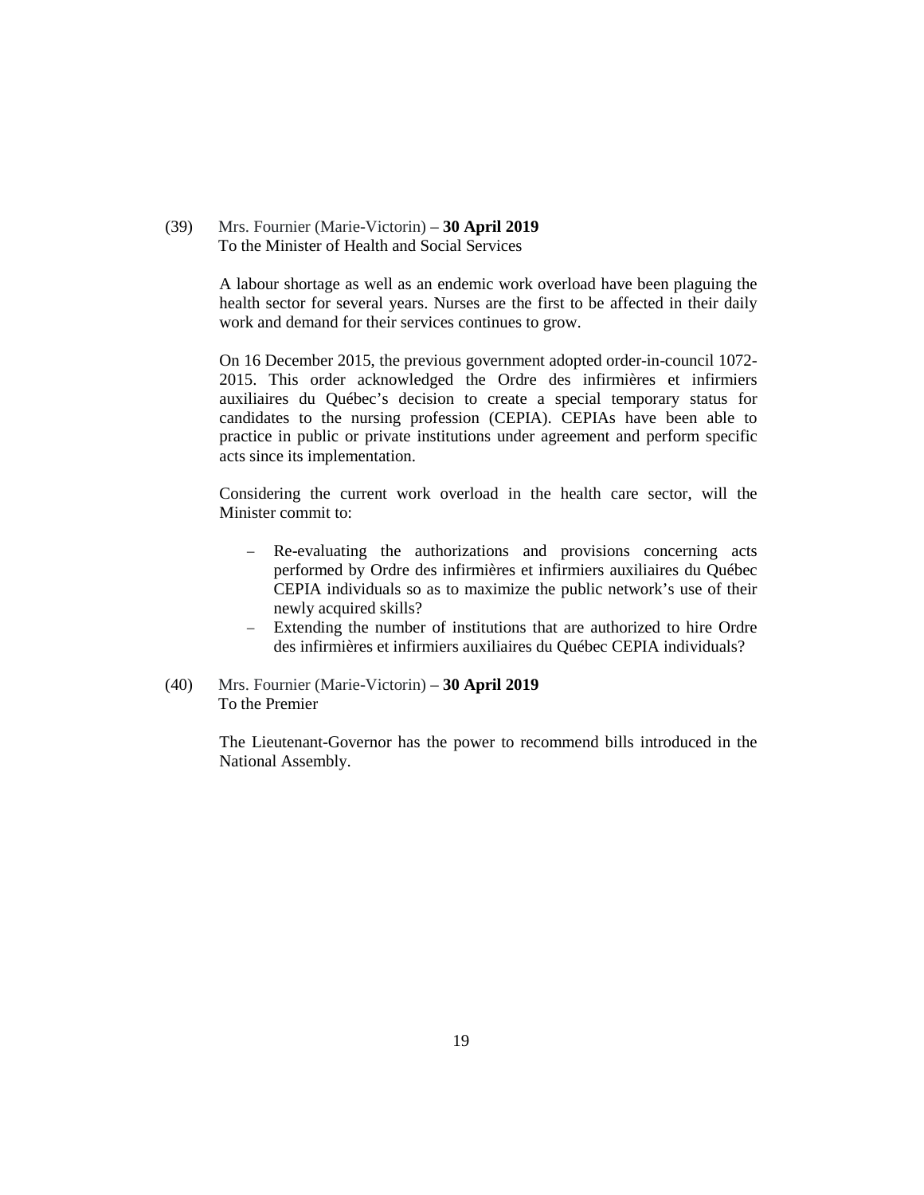(39) Mrs. Fournier (Marie-Victorin) – **30 April 2019**
To the Minister of Health and Social Services

A labour shortage as well as an endemic work overload have been plaguing the health sector for several years. Nurses are the first to be affected in their daily work and demand for their services continues to grow.

On 16 December 2015, the previous government adopted order-in-council 1072-2015. This order acknowledged the Ordre des infirmières et infirmiers auxiliaires du Québec's decision to create a special temporary status for candidates to the nursing profession (CEPIA). CEPIAs have been able to practice in public or private institutions under agreement and perform specific acts since its implementation.

Considering the current work overload in the health care sector, will the Minister commit to:

- Re-evaluating the authorizations and provisions concerning acts performed by Ordre des infirmières et infirmiers auxiliaires du Québec CEPIA individuals so as to maximize the public network's use of their newly acquired skills?
- Extending the number of institutions that are authorized to hire Ordre des infirmières et infirmiers auxiliaires du Québec CEPIA individuals?

(40) Mrs. Fournier (Marie-Victorin) – **30 April 2019**
To the Premier

The Lieutenant-Governor has the power to recommend bills introduced in the National Assembly.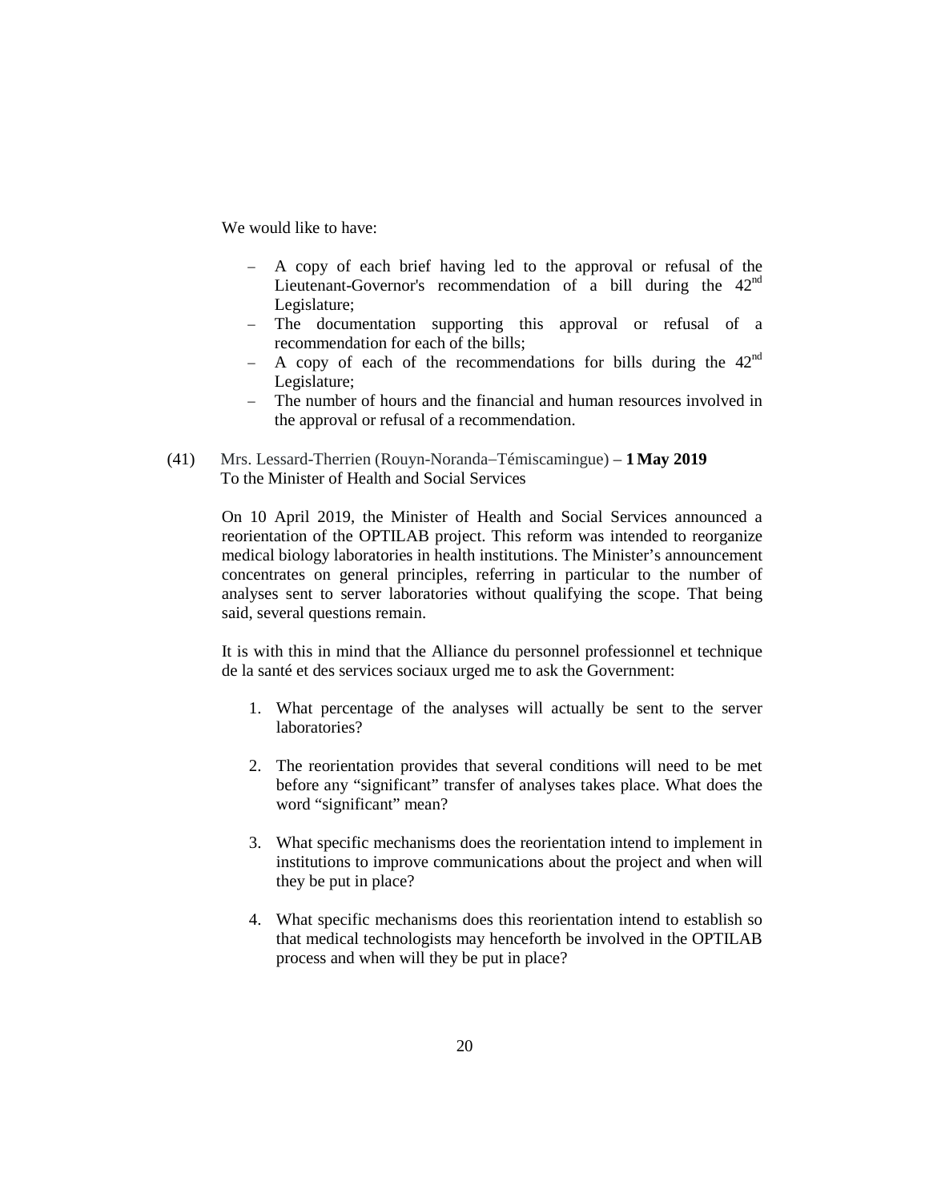We would like to have:

- A copy of each brief having led to the approval or refusal of the Lieutenant-Governor's recommendation of a bill during the 42nd Legislature;
- The documentation supporting this approval or refusal of a recommendation for each of the bills;
- A copy of each of the recommendations for bills during the 42nd Legislature;
- The number of hours and the financial and human resources involved in the approval or refusal of a recommendation.

(41) Mrs. Lessard-Therrien (Rouyn-Noranda–Témiscamingue) – **1 May 2019**
To the Minister of Health and Social Services

On 10 April 2019, the Minister of Health and Social Services announced a reorientation of the OPTILAB project. This reform was intended to reorganize medical biology laboratories in health institutions. The Minister's announcement concentrates on general principles, referring in particular to the number of analyses sent to server laboratories without qualifying the scope. That being said, several questions remain.

It is with this in mind that the Alliance du personnel professionnel et technique de la santé et des services sociaux urged me to ask the Government:

1. What percentage of the analyses will actually be sent to the server laboratories?

2. The reorientation provides that several conditions will need to be met before any "significant" transfer of analyses takes place. What does the word "significant" mean?

3. What specific mechanisms does the reorientation intend to implement in institutions to improve communications about the project and when will they be put in place?

4. What specific mechanisms does this reorientation intend to establish so that medical technologists may henceforth be involved in the OPTILAB process and when will they be put in place?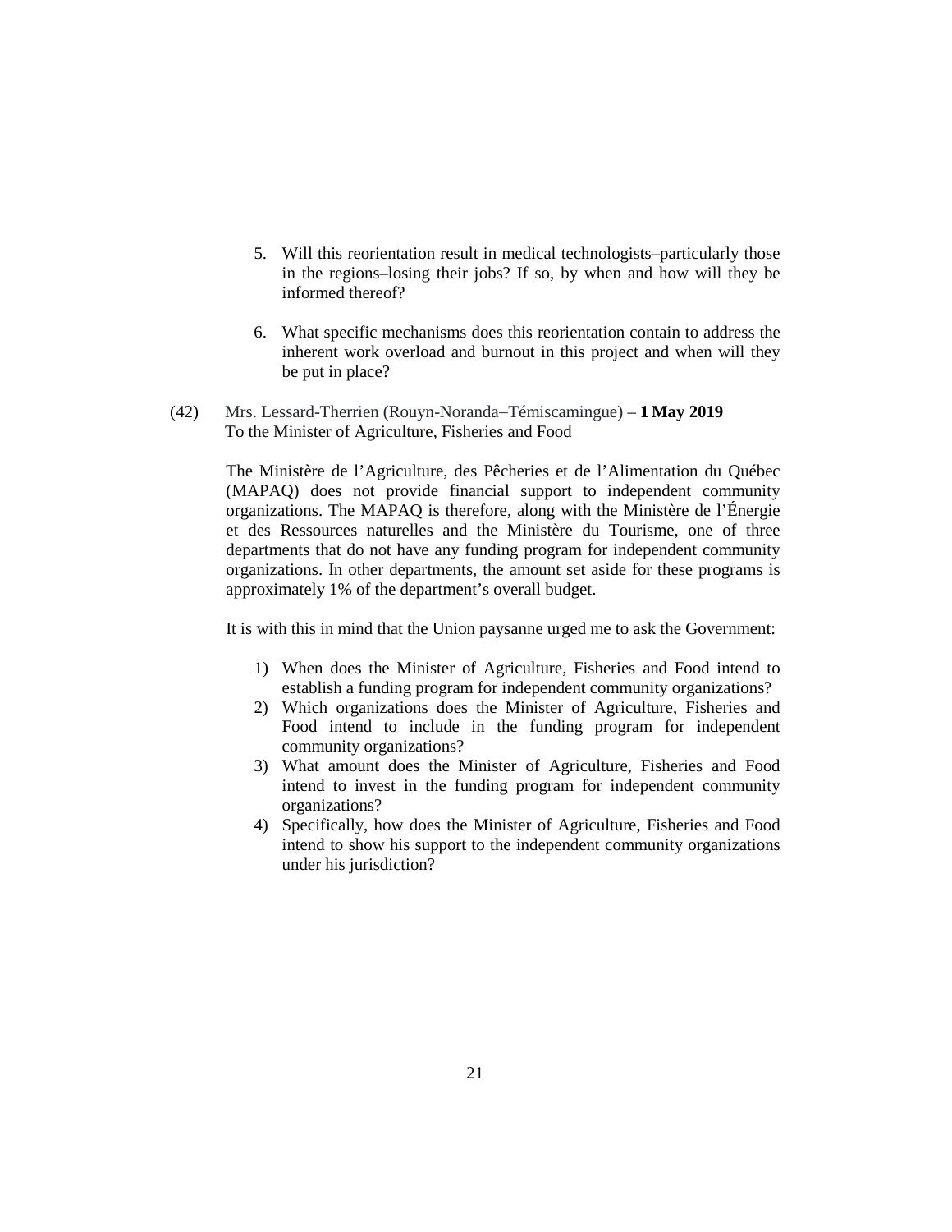5. Will this reorientation result in medical technologists–particularly those in the regions–losing their jobs? If so, by when and how will they be informed thereof?

6. What specific mechanisms does this reorientation contain to address the inherent work overload and burnout in this project and when will they be put in place?

(42) Mrs. Lessard-Therrien (Rouyn-Noranda–Témiscamingue) – **1 May 2019**
To the Minister of Agriculture, Fisheries and Food

The Ministère de l'Agriculture, des Pêcheries et de l'Alimentation du Québec (MAPAQ) does not provide financial support to independent community organizations. The MAPAQ is therefore, along with the Ministère de l'Énergie et des Ressources naturelles and the Ministère du Tourisme, one of three departments that do not have any funding program for independent community organizations. In other departments, the amount set aside for these programs is approximately 1% of the department's overall budget.

It is with this in mind that the Union paysanne urged me to ask the Government:

1) When does the Minister of Agriculture, Fisheries and Food intend to establish a funding program for independent community organizations?
2) Which organizations does the Minister of Agriculture, Fisheries and Food intend to include in the funding program for independent community organizations?
3) What amount does the Minister of Agriculture, Fisheries and Food intend to invest in the funding program for independent community organizations?
4) Specifically, how does the Minister of Agriculture, Fisheries and Food intend to show his support to the independent community organizations under his jurisdiction?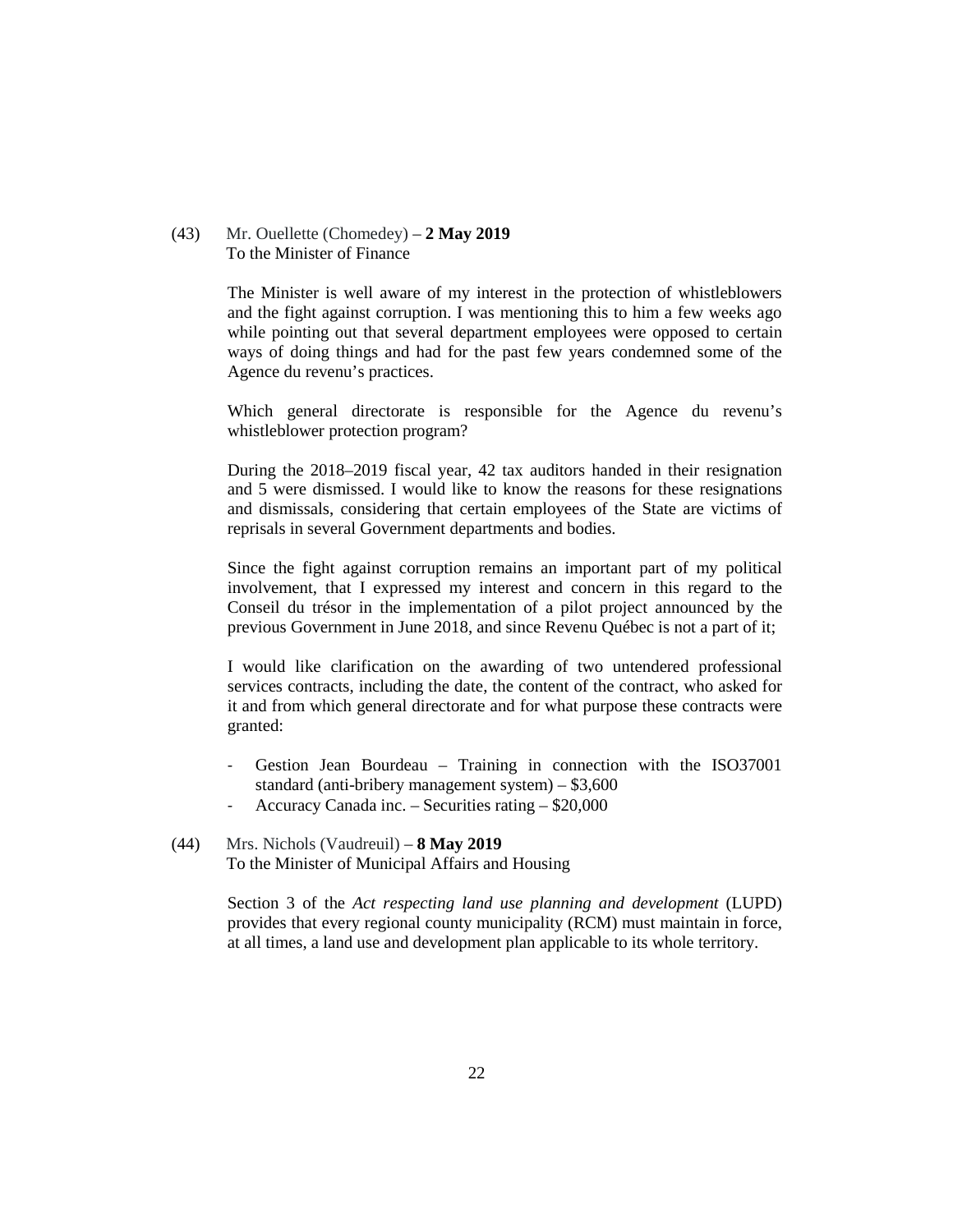(43) Mr. Ouellette (Chomedey) – **2 May 2019**
To the Minister of Finance

The Minister is well aware of my interest in the protection of whistleblowers and the fight against corruption. I was mentioning this to him a few weeks ago while pointing out that several department employees were opposed to certain ways of doing things and had for the past few years condemned some of the Agence du revenu's practices.

Which general directorate is responsible for the Agence du revenu's whistleblower protection program?

During the 2018–2019 fiscal year, 42 tax auditors handed in their resignation and 5 were dismissed. I would like to know the reasons for these resignations and dismissals, considering that certain employees of the State are victims of reprisals in several Government departments and bodies.

Since the fight against corruption remains an important part of my political involvement, that I expressed my interest and concern in this regard to the Conseil du trésor in the implementation of a pilot project announced by the previous Government in June 2018, and since Revenu Québec is not a part of it;

I would like clarification on the awarding of two untendered professional services contracts, including the date, the content of the contract, who asked for it and from which general directorate and for what purpose these contracts were granted:

- Gestion Jean Bourdeau – Training in connection with the ISO37001 standard (anti-bribery management system) – $3,600
- Accuracy Canada inc. – Securities rating – $20,000

(44) Mrs. Nichols (Vaudreuil) – **8 May 2019**
To the Minister of Municipal Affairs and Housing

Section 3 of the *Act respecting land use planning and development* (LUPD) provides that every regional county municipality (RCM) must maintain in force, at all times, a land use and development plan applicable to its whole territory.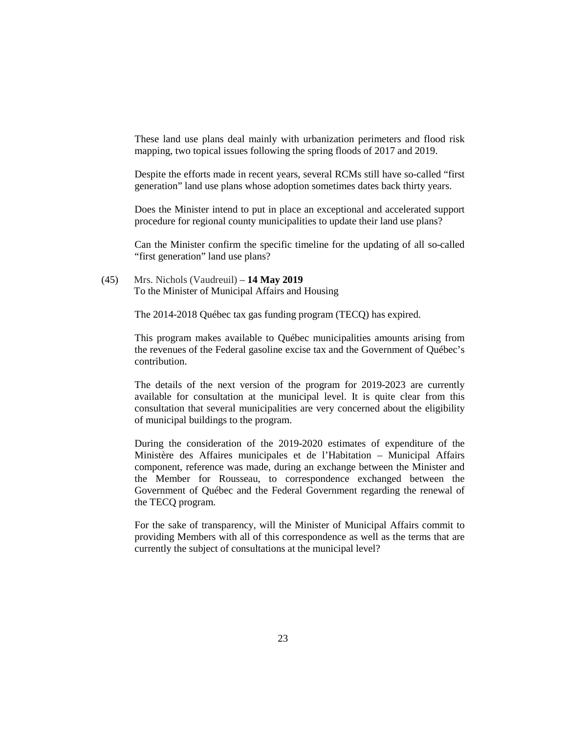These land use plans deal mainly with urbanization perimeters and flood risk mapping, two topical issues following the spring floods of 2017 and 2019.

Despite the efforts made in recent years, several RCMs still have so-called "first generation" land use plans whose adoption sometimes dates back thirty years.

Does the Minister intend to put in place an exceptional and accelerated support procedure for regional county municipalities to update their land use plans?

Can the Minister confirm the specific timeline for the updating of all so-called "first generation" land use plans?

(45) Mrs. Nichols (Vaudreuil) – **14 May 2019**
To the Minister of Municipal Affairs and Housing

The 2014-2018 Québec tax gas funding program (TECQ) has expired.

This program makes available to Québec municipalities amounts arising from the revenues of the Federal gasoline excise tax and the Government of Québec's contribution.

The details of the next version of the program for 2019-2023 are currently available for consultation at the municipal level. It is quite clear from this consultation that several municipalities are very concerned about the eligibility of municipal buildings to the program.

During the consideration of the 2019-2020 estimates of expenditure of the Ministère des Affaires municipales et de l'Habitation – Municipal Affairs component, reference was made, during an exchange between the Minister and the Member for Rousseau, to correspondence exchanged between the Government of Québec and the Federal Government regarding the renewal of the TECQ program.

For the sake of transparency, will the Minister of Municipal Affairs commit to providing Members with all of this correspondence as well as the terms that are currently the subject of consultations at the municipal level?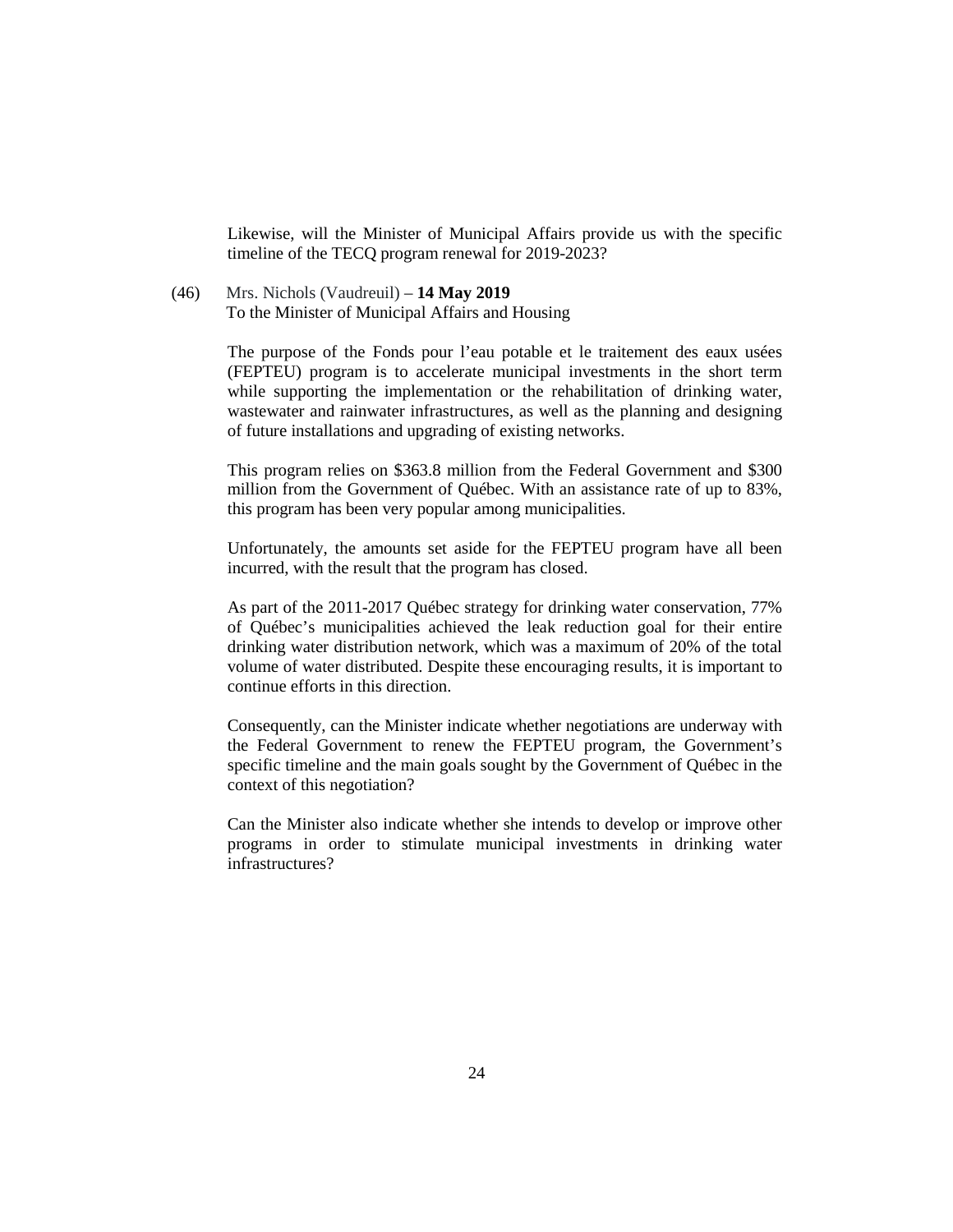Likewise, will the Minister of Municipal Affairs provide us with the specific timeline of the TECQ program renewal for 2019-2023?

(46) Mrs. Nichols (Vaudreuil) – **14 May 2019**
To the Minister of Municipal Affairs and Housing

The purpose of the Fonds pour l'eau potable et le traitement des eaux usées (FEPTEU) program is to accelerate municipal investments in the short term while supporting the implementation or the rehabilitation of drinking water, wastewater and rainwater infrastructures, as well as the planning and designing of future installations and upgrading of existing networks.

This program relies on $363.8 million from the Federal Government and $300 million from the Government of Québec. With an assistance rate of up to 83%, this program has been very popular among municipalities.

Unfortunately, the amounts set aside for the FEPTEU program have all been incurred, with the result that the program has closed.

As part of the 2011-2017 Québec strategy for drinking water conservation, 77% of Québec's municipalities achieved the leak reduction goal for their entire drinking water distribution network, which was a maximum of 20% of the total volume of water distributed. Despite these encouraging results, it is important to continue efforts in this direction.

Consequently, can the Minister indicate whether negotiations are underway with the Federal Government to renew the FEPTEU program, the Government's specific timeline and the main goals sought by the Government of Québec in the context of this negotiation?

Can the Minister also indicate whether she intends to develop or improve other programs in order to stimulate municipal investments in drinking water infrastructures?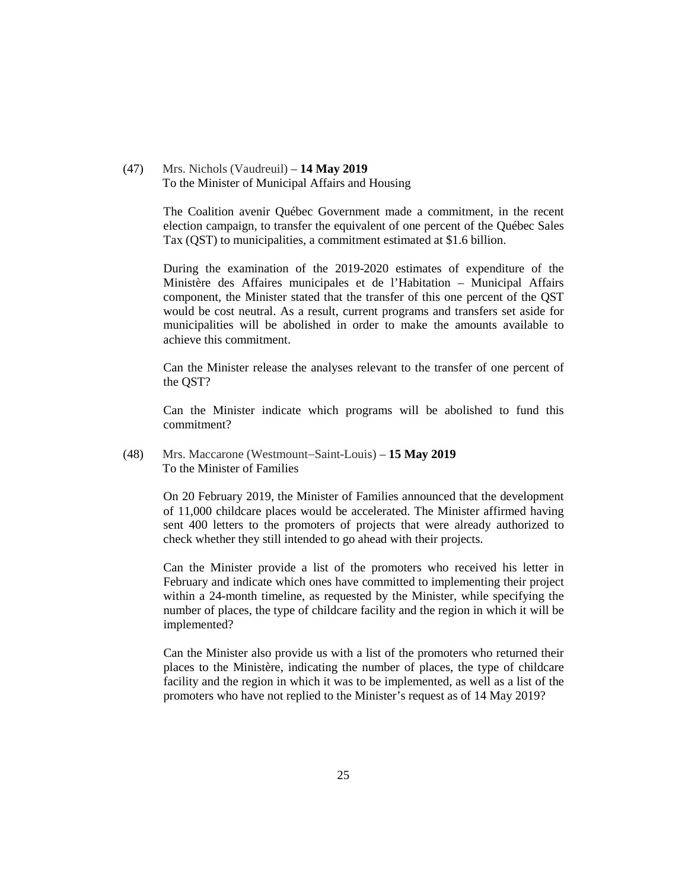(47) Mrs. Nichols (Vaudreuil) – **14 May 2019**
To the Minister of Municipal Affairs and Housing

The Coalition avenir Québec Government made a commitment, in the recent election campaign, to transfer the equivalent of one percent of the Québec Sales Tax (QST) to municipalities, a commitment estimated at $1.6 billion.

During the examination of the 2019-2020 estimates of expenditure of the Ministère des Affaires municipales et de l'Habitation – Municipal Affairs component, the Minister stated that the transfer of this one percent of the QST would be cost neutral. As a result, current programs and transfers set aside for municipalities will be abolished in order to make the amounts available to achieve this commitment.

Can the Minister release the analyses relevant to the transfer of one percent of the QST?

Can the Minister indicate which programs will be abolished to fund this commitment?

(48) Mrs. Maccarone (Westmount−Saint-Louis) – **15 May 2019**
To the Minister of Families

On 20 February 2019, the Minister of Families announced that the development of 11,000 childcare places would be accelerated. The Minister affirmed having sent 400 letters to the promoters of projects that were already authorized to check whether they still intended to go ahead with their projects.

Can the Minister provide a list of the promoters who received his letter in February and indicate which ones have committed to implementing their project within a 24-month timeline, as requested by the Minister, while specifying the number of places, the type of childcare facility and the region in which it will be implemented?

Can the Minister also provide us with a list of the promoters who returned their places to the Ministère, indicating the number of places, the type of childcare facility and the region in which it was to be implemented, as well as a list of the promoters who have not replied to the Minister's request as of 14 May 2019?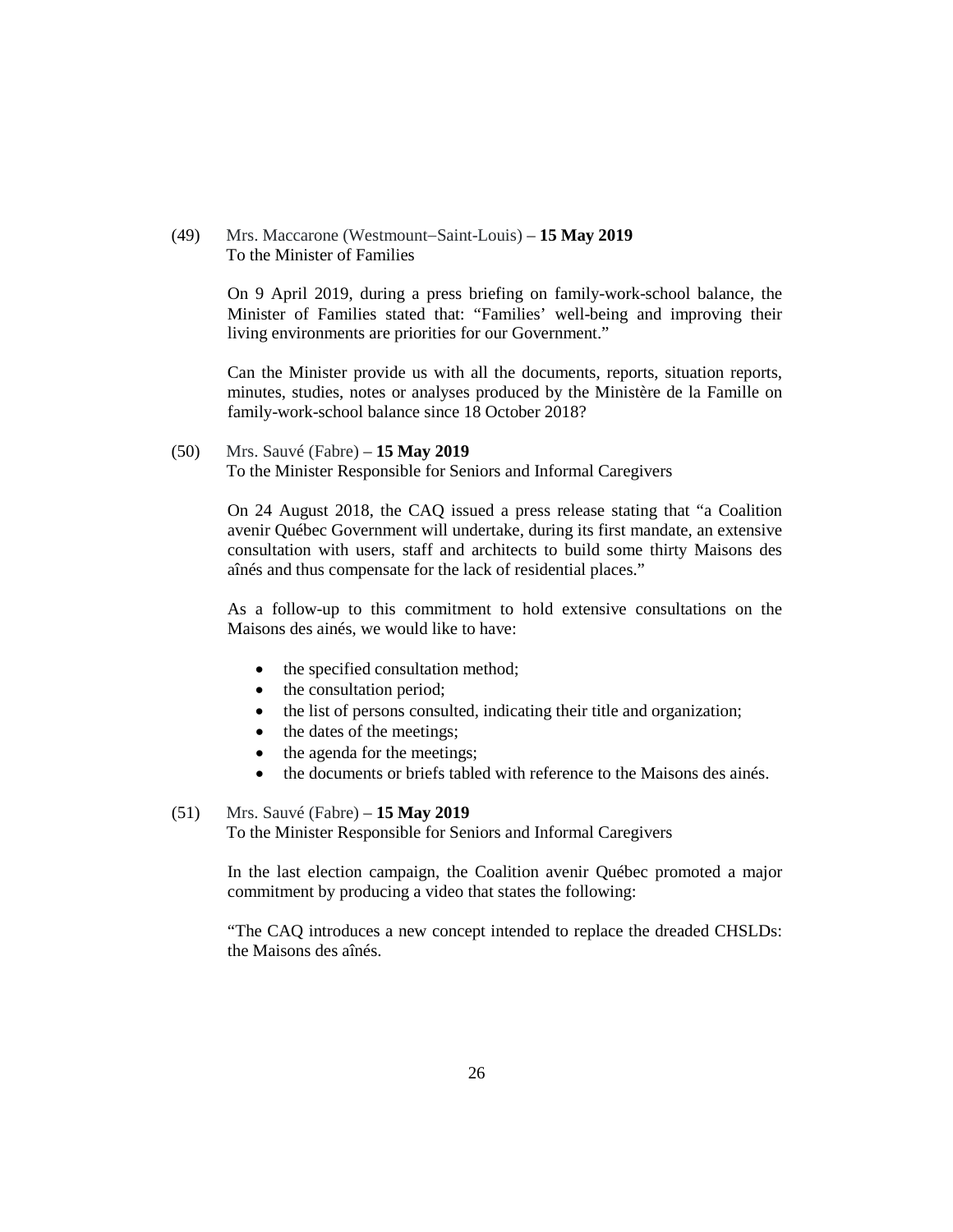(49) Mrs. Maccarone (Westmount–Saint-Louis) – **15 May 2019**
To the Minister of Families

On 9 April 2019, during a press briefing on family-work-school balance, the Minister of Families stated that: "Families' well-being and improving their living environments are priorities for our Government."

Can the Minister provide us with all the documents, reports, situation reports, minutes, studies, notes or analyses produced by the Ministère de la Famille on family-work-school balance since 18 October 2018?

(50) Mrs. Sauvé (Fabre) – **15 May 2019**
To the Minister Responsible for Seniors and Informal Caregivers

On 24 August 2018, the CAQ issued a press release stating that "a Coalition avenir Québec Government will undertake, during its first mandate, an extensive consultation with users, staff and architects to build some thirty Maisons des aînés and thus compensate for the lack of residential places."

As a follow-up to this commitment to hold extensive consultations on the Maisons des ainés, we would like to have:

- the specified consultation method;
- the consultation period;
- the list of persons consulted, indicating their title and organization;
- the dates of the meetings;
- the agenda for the meetings;
- the documents or briefs tabled with reference to the Maisons des ainés.

(51) Mrs. Sauvé (Fabre) – **15 May 2019**
To the Minister Responsible for Seniors and Informal Caregivers

In the last election campaign, the Coalition avenir Québec promoted a major commitment by producing a video that states the following:

"The CAQ introduces a new concept intended to replace the dreaded CHSLDs: the Maisons des aînés.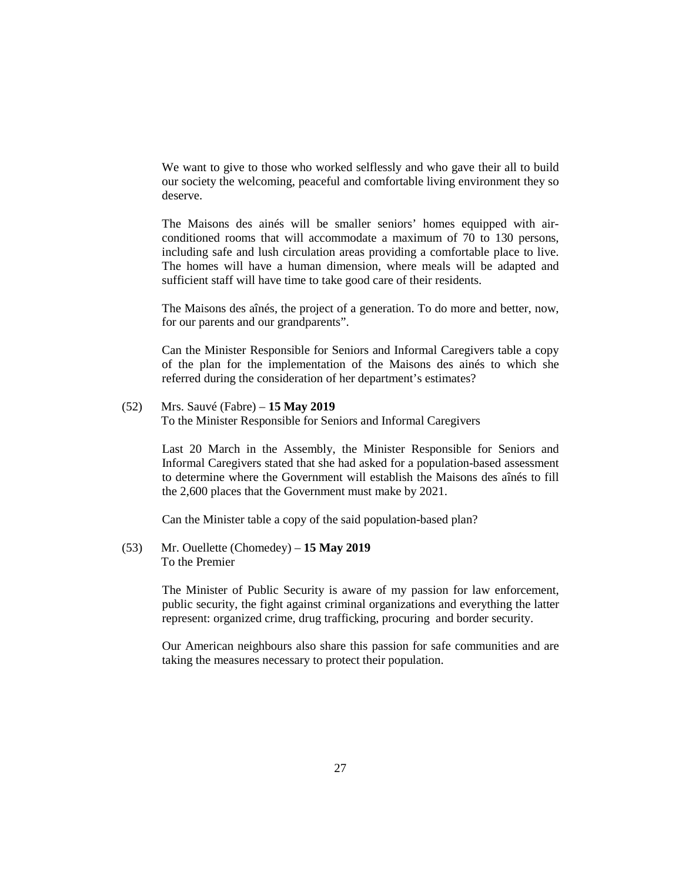We want to give to those who worked selflessly and who gave their all to build our society the welcoming, peaceful and comfortable living environment they so deserve.

The Maisons des ainés will be smaller seniors' homes equipped with air-conditioned rooms that will accommodate a maximum of 70 to 130 persons, including safe and lush circulation areas providing a comfortable place to live. The homes will have a human dimension, where meals will be adapted and sufficient staff will have time to take good care of their residents.

The Maisons des aînés, the project of a generation. To do more and better, now, for our parents and our grandparents".

Can the Minister Responsible for Seniors and Informal Caregivers table a copy of the plan for the implementation of the Maisons des ainés to which she referred during the consideration of her department's estimates?

(52) Mrs. Sauvé (Fabre) – **15 May 2019**
To the Minister Responsible for Seniors and Informal Caregivers

Last 20 March in the Assembly, the Minister Responsible for Seniors and Informal Caregivers stated that she had asked for a population-based assessment to determine where the Government will establish the Maisons des aînés to fill the 2,600 places that the Government must make by 2021.

Can the Minister table a copy of the said population-based plan?

(53) Mr. Ouellette (Chomedey) – **15 May 2019**
To the Premier

The Minister of Public Security is aware of my passion for law enforcement, public security, the fight against criminal organizations and everything the latter represent: organized crime, drug trafficking, procuring and border security.

Our American neighbours also share this passion for safe communities and are taking the measures necessary to protect their population.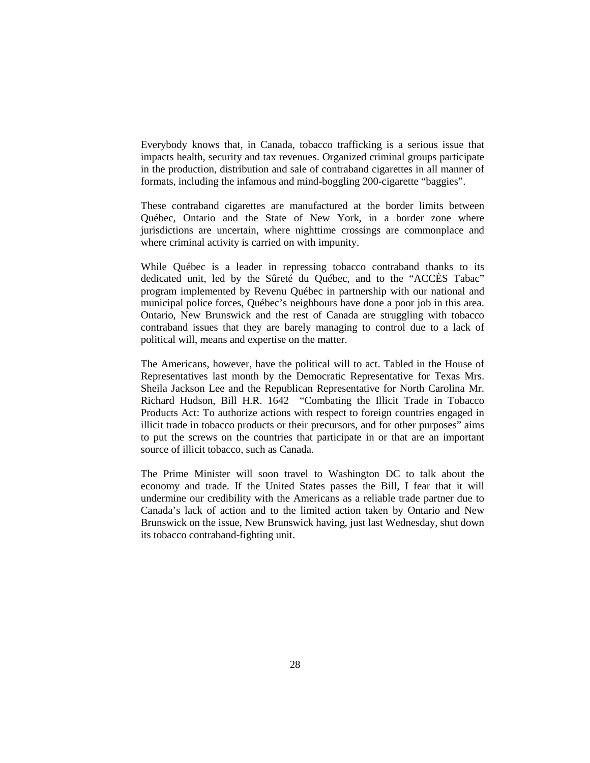Everybody knows that, in Canada, tobacco trafficking is a serious issue that impacts health, security and tax revenues. Organized criminal groups participate in the production, distribution and sale of contraband cigarettes in all manner of formats, including the infamous and mind-boggling 200-cigarette "baggies".

These contraband cigarettes are manufactured at the border limits between Québec, Ontario and the State of New York, in a border zone where jurisdictions are uncertain, where nighttime crossings are commonplace and where criminal activity is carried on with impunity.

While Québec is a leader in repressing tobacco contraband thanks to its dedicated unit, led by the Sûreté du Québec, and to the "ACCÈS Tabac" program implemented by Revenu Québec in partnership with our national and municipal police forces, Québec's neighbours have done a poor job in this area. Ontario, New Brunswick and the rest of Canada are struggling with tobacco contraband issues that they are barely managing to control due to a lack of political will, means and expertise on the matter.

The Americans, however, have the political will to act. Tabled in the House of Representatives last month by the Democratic Representative for Texas Mrs. Sheila Jackson Lee and the Republican Representative for North Carolina Mr. Richard Hudson, Bill H.R. 1642 "Combating the Illicit Trade in Tobacco Products Act: To authorize actions with respect to foreign countries engaged in illicit trade in tobacco products or their precursors, and for other purposes" aims to put the screws on the countries that participate in or that are an important source of illicit tobacco, such as Canada.

The Prime Minister will soon travel to Washington DC to talk about the economy and trade. If the United States passes the Bill, I fear that it will undermine our credibility with the Americans as a reliable trade partner due to Canada's lack of action and to the limited action taken by Ontario and New Brunswick on the issue, New Brunswick having, just last Wednesday, shut down its tobacco contraband-fighting unit.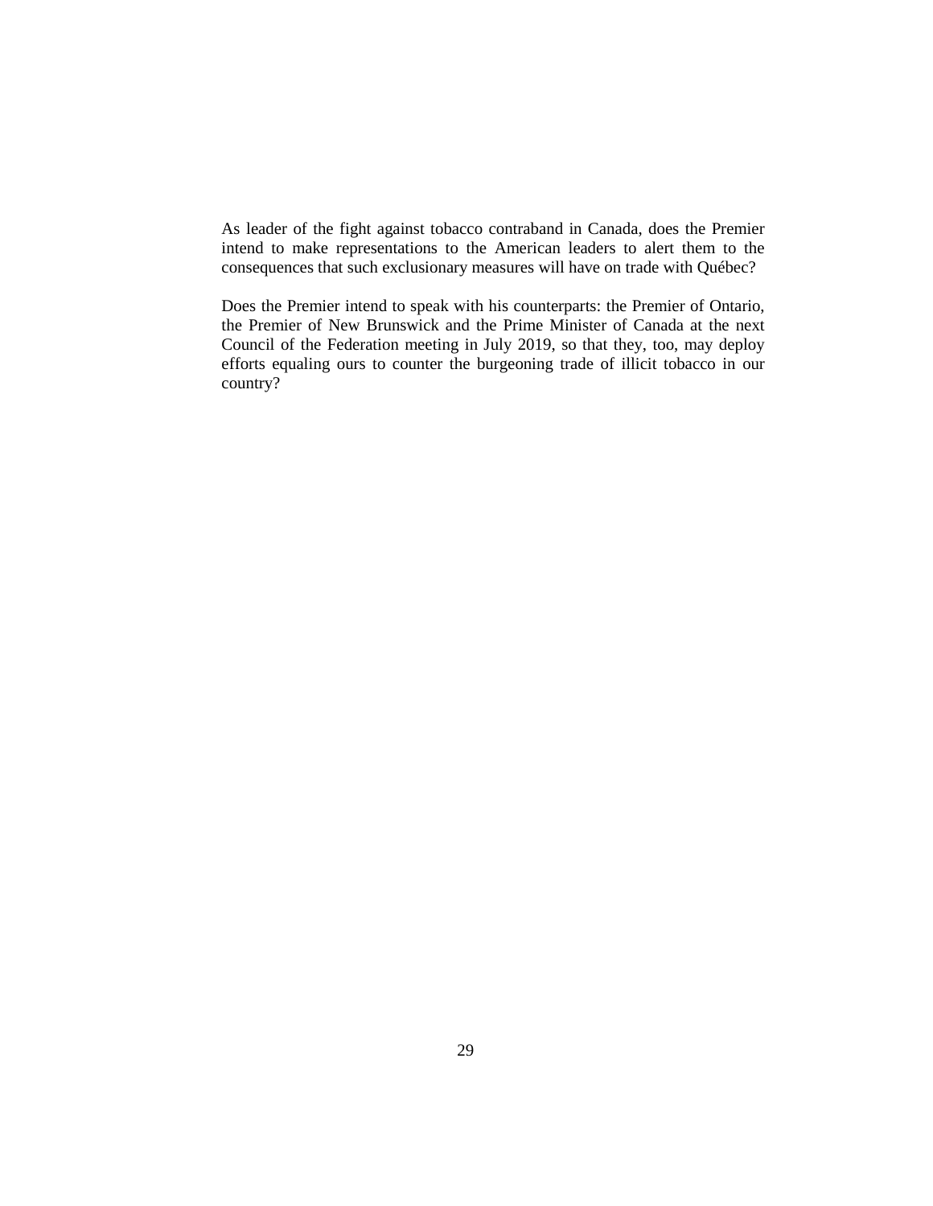As leader of the fight against tobacco contraband in Canada, does the Premier intend to make representations to the American leaders to alert them to the consequences that such exclusionary measures will have on trade with Québec?

Does the Premier intend to speak with his counterparts: the Premier of Ontario, the Premier of New Brunswick and the Prime Minister of Canada at the next Council of the Federation meeting in July 2019, so that they, too, may deploy efforts equaling ours to counter the burgeoning trade of illicit tobacco in our country?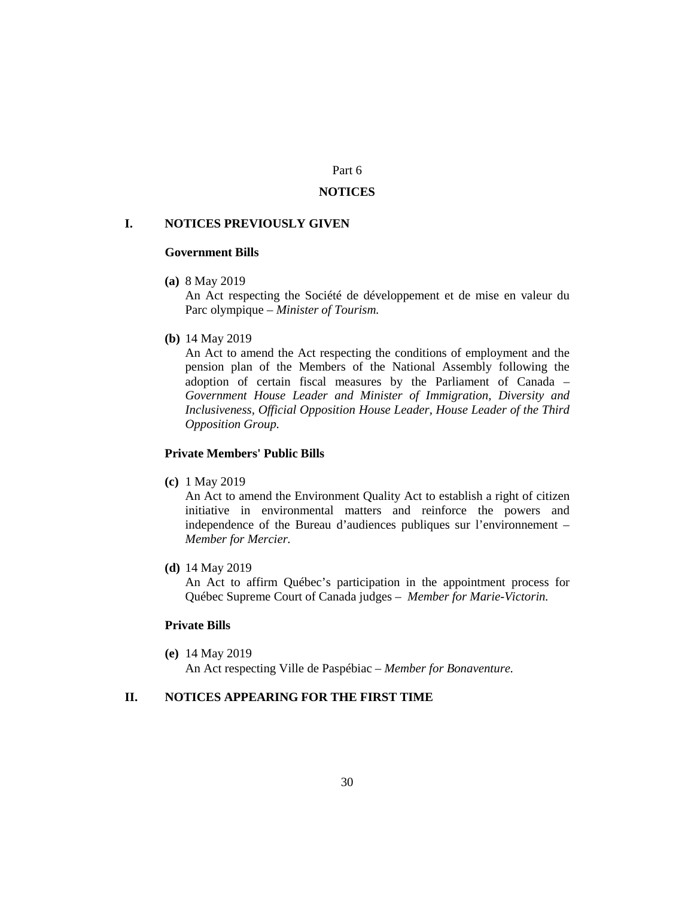Part 6

# NOTICES

## I. NOTICES PREVIOUSLY GIVEN

### Government Bills

**(a)** 8 May 2019

An Act respecting the Société de développement et de mise en valeur du Parc olympique – *Minister of Tourism.*

**(b)** 14 May 2019

An Act to amend the Act respecting the conditions of employment and the pension plan of the Members of the National Assembly following the adoption of certain fiscal measures by the Parliament of Canada – *Government House Leader and Minister of Immigration, Diversity and Inclusiveness, Official Opposition House Leader, House Leader of the Third Opposition Group.*

### Private Members' Public Bills

**(c)** 1 May 2019

An Act to amend the Environment Quality Act to establish a right of citizen initiative in environmental matters and reinforce the powers and independence of the Bureau d'audiences publiques sur l'environnement – *Member for Mercier.*

**(d)** 14 May 2019

An Act to affirm Québec's participation in the appointment process for Québec Supreme Court of Canada judges – *Member for Marie-Victorin.*

### Private Bills

**(e)** 14 May 2019

An Act respecting Ville de Paspébiac – *Member for Bonaventure.*

## II. NOTICES APPEARING FOR THE FIRST TIME